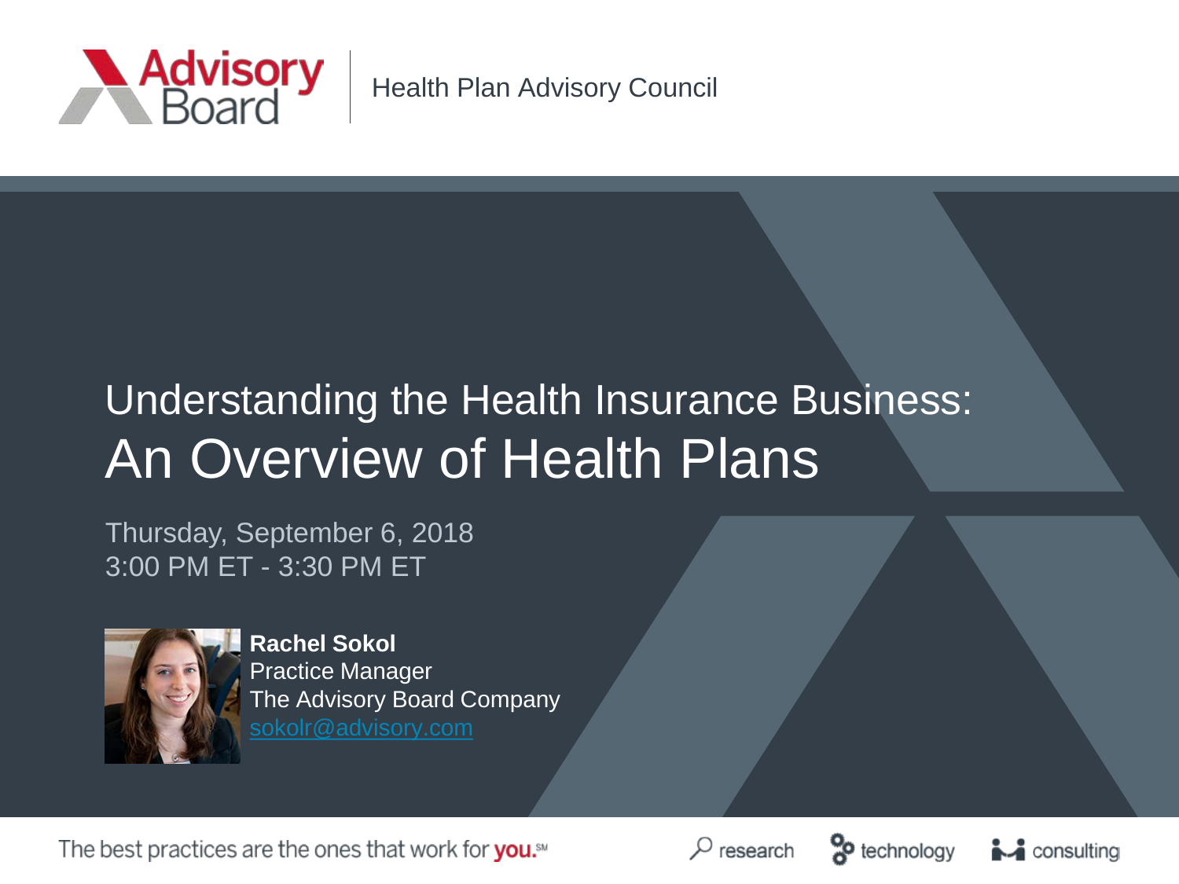Advisory Board | Health Plan Advisory Council

# Understanding the Health Insurance Business: An Overview of Health Plans

Thursday, September 6, 2018
3:00 PM ET - 3:30 PM ET

**Rachel Sokol**
Practice Manager
The Advisory Board Company
sokolr@advisory.com

The best practices are the ones that work for **you.**℠

research | technology | consulting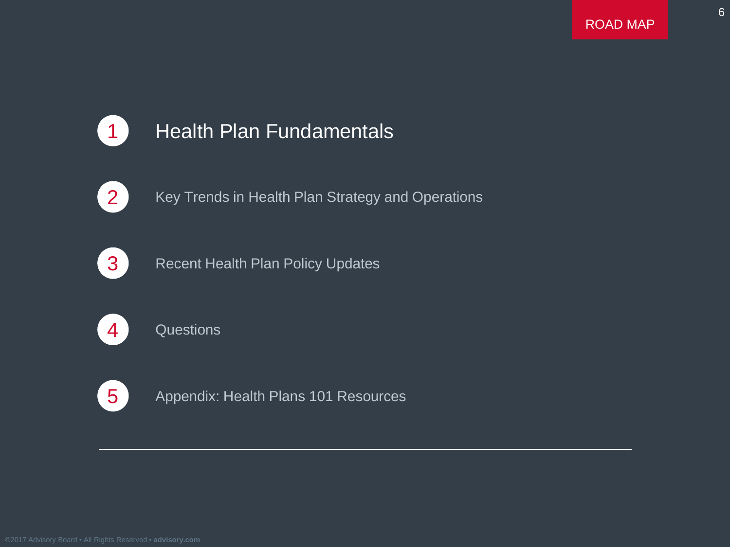ROAD MAP

1. Health Plan Fundamentals
2. Key Trends in Health Plan Strategy and Operations
3. Recent Health Plan Policy Updates
4. Questions
5. Appendix: Health Plans 101 Resources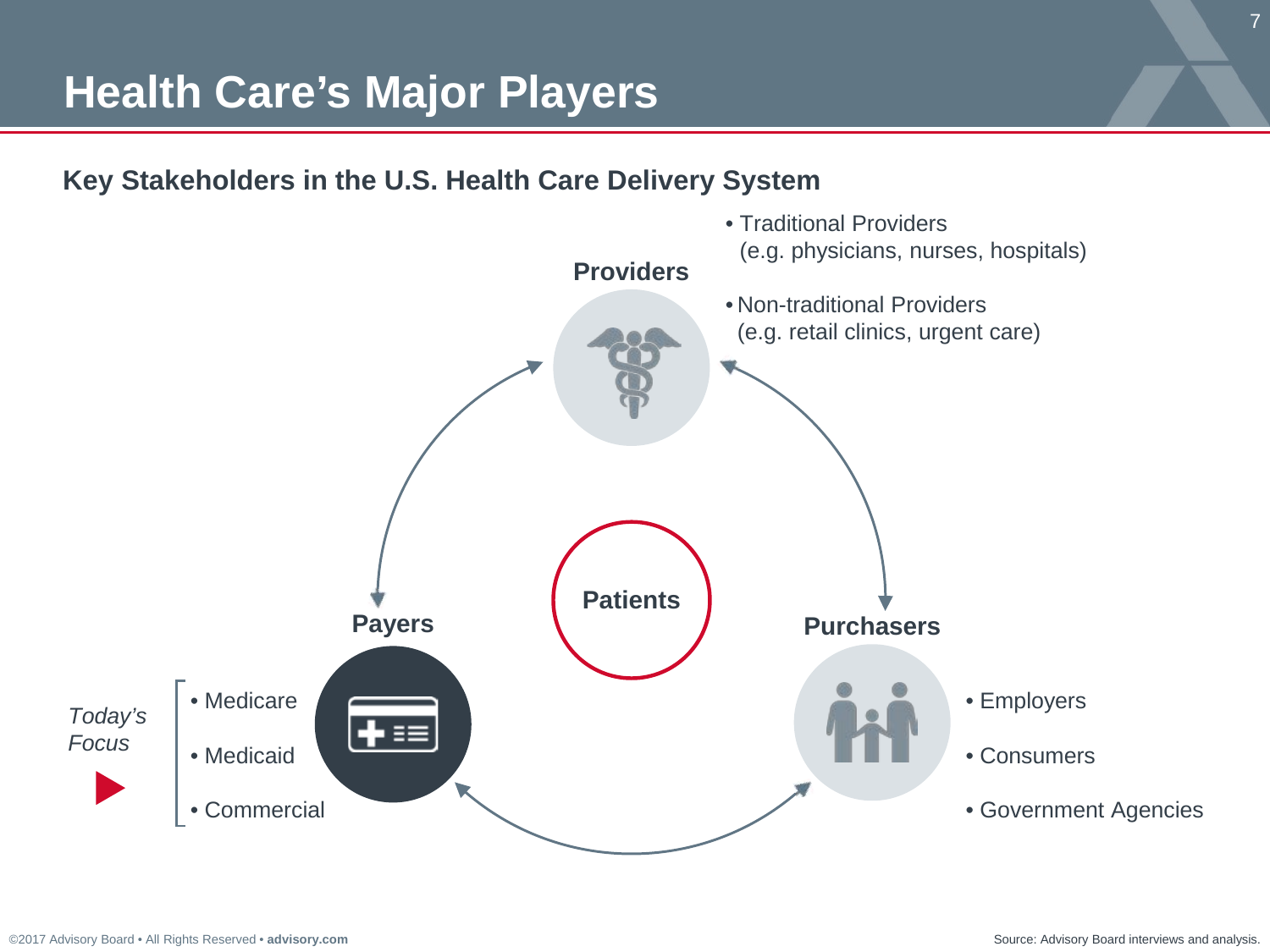# Health Care's Major Players

## Key Stakeholders in the U.S. Health Care Delivery System

**Providers**

- Traditional Providers (e.g. physicians, nurses, hospitals)
- Non-traditional Providers (e.g. retail clinics, urgent care)

**Patients**

**Payers**

*Today's Focus*

- Medicare
- Medicaid
- Commercial

**Purchasers**

- Employers
- Consumers
- Government Agencies

Source: Advisory Board interviews and analysis.

©2017 Advisory Board • All Rights Reserved • **advisory.com**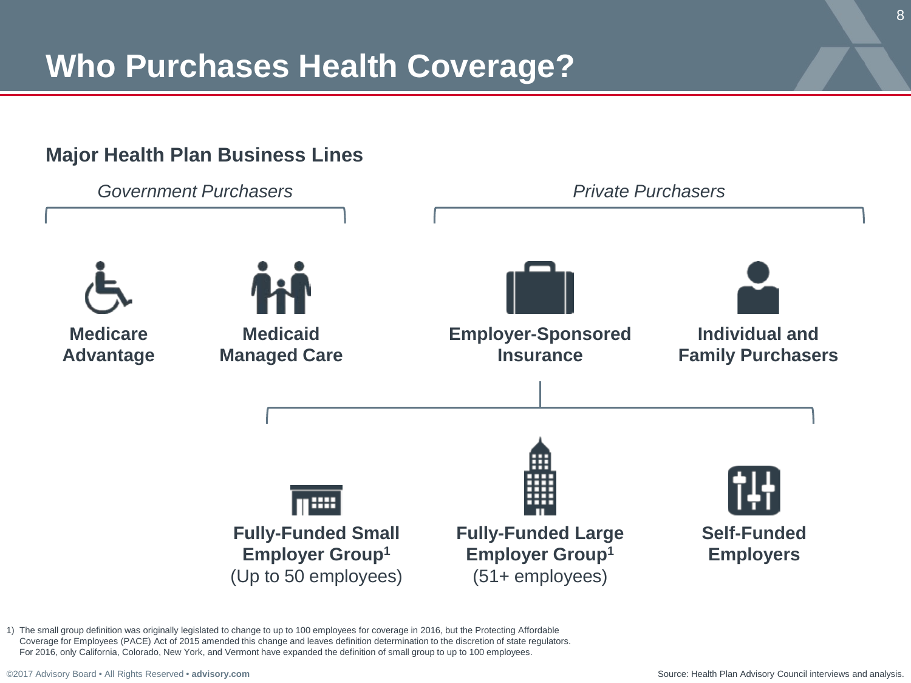# Who Purchases Health Coverage?

## Major Health Plan Business Lines

*Government Purchasers*

- **Medicare Advantage**
- **Medicaid Managed Care**

*Private Purchasers*

- **Employer-Sponsored Insurance**
  - **Fully-Funded Small Employer Group[1]** (Up to 50 employees)
  - **Fully-Funded Large Employer Group[1]** (51+ employees)
  - **Self-Funded Employers**
- **Individual and Family Purchasers**

1) The small group definition was originally legislated to change to up to 100 employees for coverage in 2016, but the Protecting Affordable Coverage for Employees (PACE) Act of 2015 amended this change and leaves definition determination to the discretion of state regulators. For 2016, only California, Colorado, New York, and Vermont have expanded the definition of small group to up to 100 employees.

Source: Health Plan Advisory Council interviews and analysis.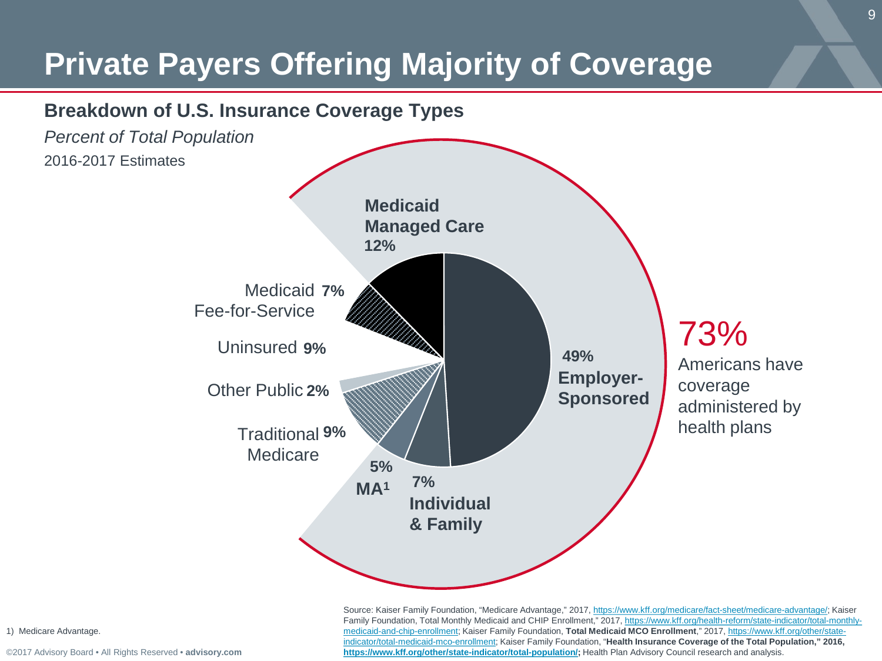# Private Payers Offering Majority of Coverage

## Breakdown of U.S. Insurance Coverage Types

*Percent of Total Population*

2016-2017 Estimates

| Coverage Type | Percent |
| --- | --- |
| Employer-Sponsored | 49% |
| Individual & Family | 7% |
| MA[1] | 5% |
| Traditional Medicare | 9% |
| Other Public | 2% |
| Uninsured | 9% |
| Medicaid Fee-for-Service | 7% |
| Medicaid Managed Care | 12% |

73% Americans have coverage administered by health plans

1) Medicare Advantage.

Source: Kaiser Family Foundation, "Medicare Advantage," 2017, https://www.kff.org/medicare/fact-sheet/medicare-advantage/; Kaiser Family Foundation, Total Monthly Medicaid and CHIP Enrollment," 2017, https://www.kff.org/health-reform/state-indicator/total-monthly-medicaid-and-chip-enrollment; Kaiser Family Foundation, **Total Medicaid MCO Enrollment**," 2017, https://www.kff.org/other/state-indicator/total-medicaid-mco-enrollment; Kaiser Family Foundation, "**Health Insurance Coverage of the Total Population," 2016, https://www.kff.org/other/state-indicator/total-population/;** Health Plan Advisory Council research and analysis.

©2017 Advisory Board • All Rights Reserved • **advisory.com**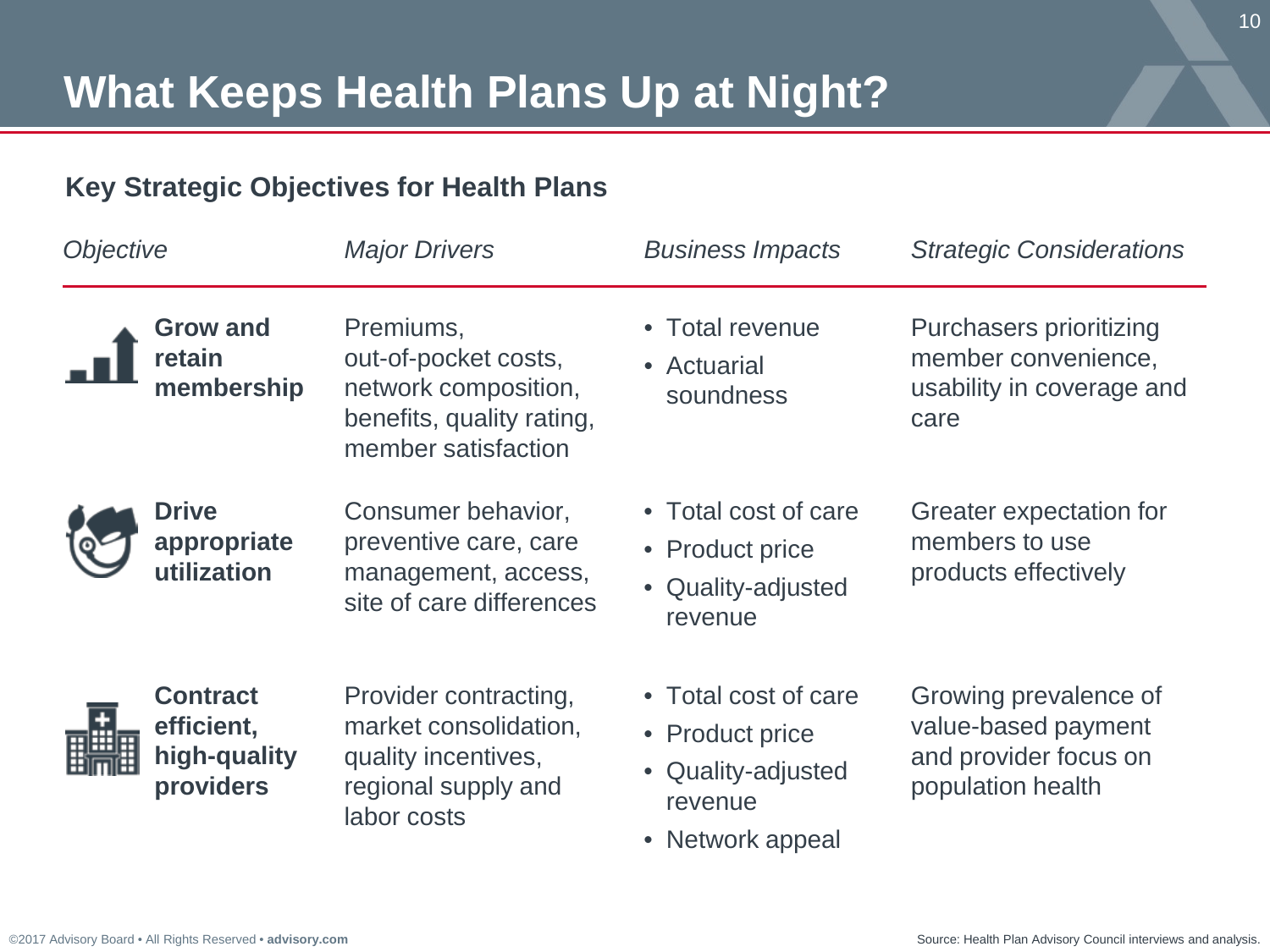# What Keeps Health Plans Up at Night?

**Key Strategic Objectives for Health Plans**

| *Objective* | *Major Drivers* | *Business Impacts* | *Strategic Considerations* |
|---|---|---|---|
| **Grow and retain membership** | Premiums, out-of-pocket costs, network composition, benefits, quality rating, member satisfaction | • Total revenue<br>• Actuarial soundness | Purchasers prioritizing member convenience, usability in coverage and care |
| **Drive appropriate utilization** | Consumer behavior, preventive care, care management, access, site of care differences | • Total cost of care<br>• Product price<br>• Quality-adjusted revenue | Greater expectation for members to use products effectively |
| **Contract efficient, high-quality providers** | Provider contracting, market consolidation, quality incentives, regional supply and labor costs | • Total cost of care<br>• Product price<br>• Quality-adjusted revenue<br>• Network appeal | Growing prevalence of value-based payment and provider focus on population health |

©2017 Advisory Board • All Rights Reserved • **advisory.com**

Source: Health Plan Advisory Council interviews and analysis.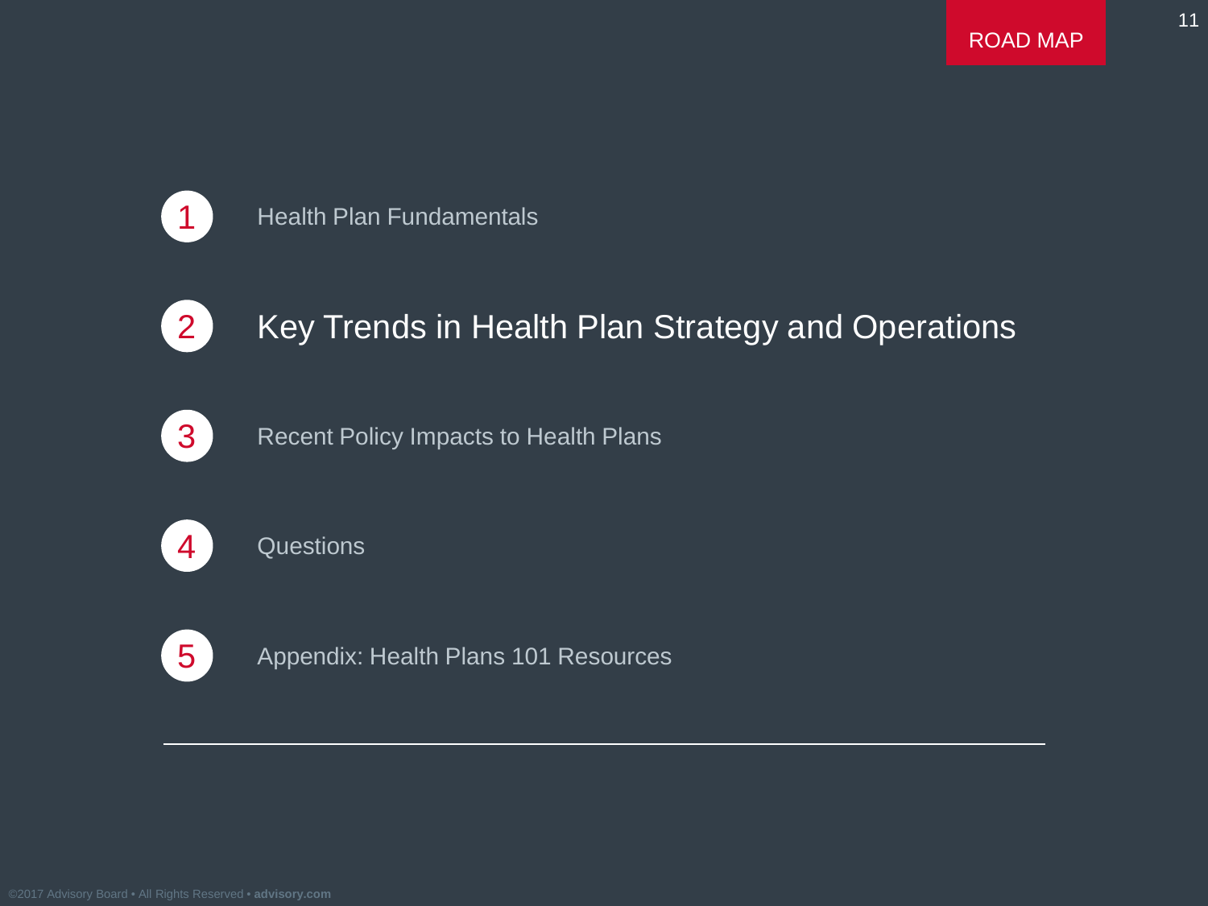## ROAD MAP

1. Health Plan Fundamentals
2. **Key Trends in Health Plan Strategy and Operations**
3. Recent Policy Impacts to Health Plans
4. Questions
5. Appendix: Health Plans 101 Resources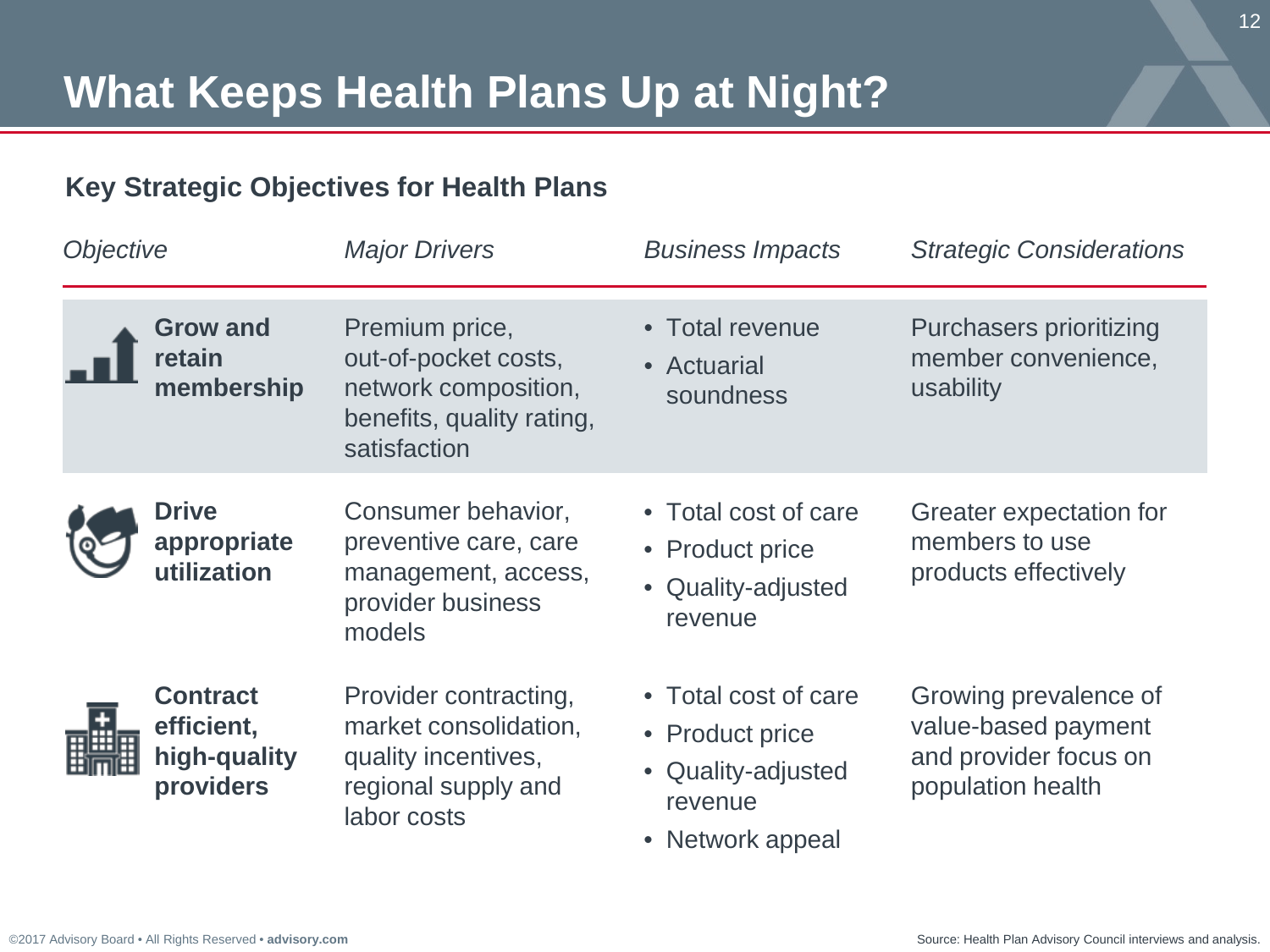# What Keeps Health Plans Up at Night?

## Key Strategic Objectives for Health Plans

| *Objective* | *Major Drivers* | *Business Impacts* | *Strategic Considerations* |
|---|---|---|---|
| **Grow and retain membership** | Premium price, out-of-pocket costs, network composition, benefits, quality rating, satisfaction | • Total revenue<br>• Actuarial soundness | Purchasers prioritizing member convenience, usability |
| **Drive appropriate utilization** | Consumer behavior, preventive care, care management, access, provider business models | • Total cost of care<br>• Product price<br>• Quality-adjusted revenue | Greater expectation for members to use products effectively |
| **Contract efficient, high-quality providers** | Provider contracting, market consolidation, quality incentives, regional supply and labor costs | • Total cost of care<br>• Product price<br>• Quality-adjusted revenue<br>• Network appeal | Growing prevalence of value-based payment and provider focus on population health |

Source: Health Plan Advisory Council interviews and analysis.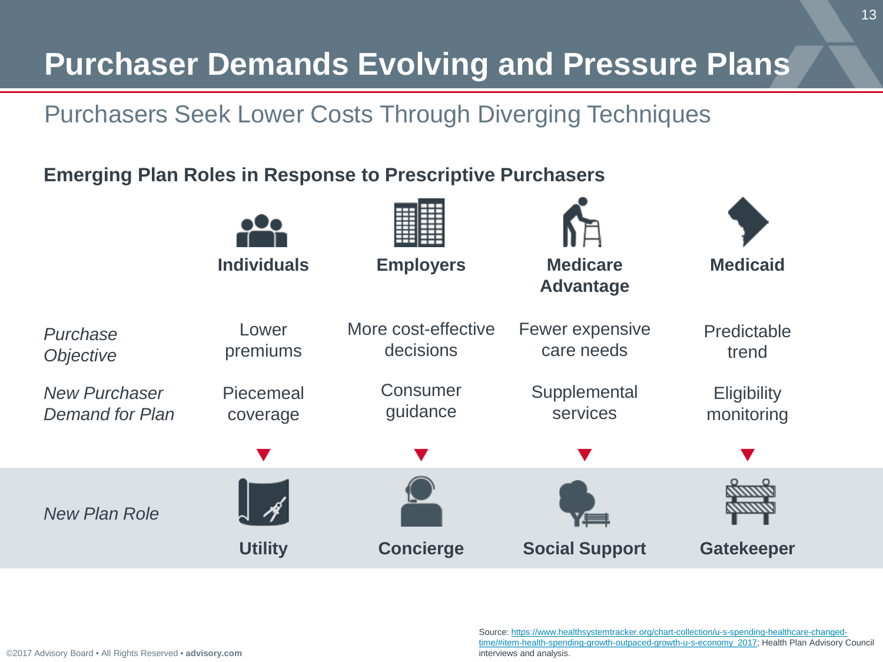# Purchaser Demands Evolving and Pressure Plans

## Purchasers Seek Lower Costs Through Diverging Techniques

### Emerging Plan Roles in Response to Prescriptive Purchasers

| | Individuals | Employers | Medicare Advantage | Medicaid |
|---|---|---|---|---|
| *Purchase Objective* | Lower premiums | More cost-effective decisions | Fewer expensive care needs | Predictable trend |
| *New Purchaser Demand for Plan* | Piecemeal coverage | Consumer guidance | Supplemental services | Eligibility monitoring |
| *New Plan Role* | **Utility** | **Concierge** | **Social Support** | **Gatekeeper** |

Source: https://www.healthsystemtracker.org/chart-collection/u-s-spending-healthcare-changed-time/#item-health-spending-growth-outpaced-growth-u-s-economy_2017; Health Plan Advisory Council interviews and analysis.

©2017 Advisory Board • All Rights Reserved • **advisory.com**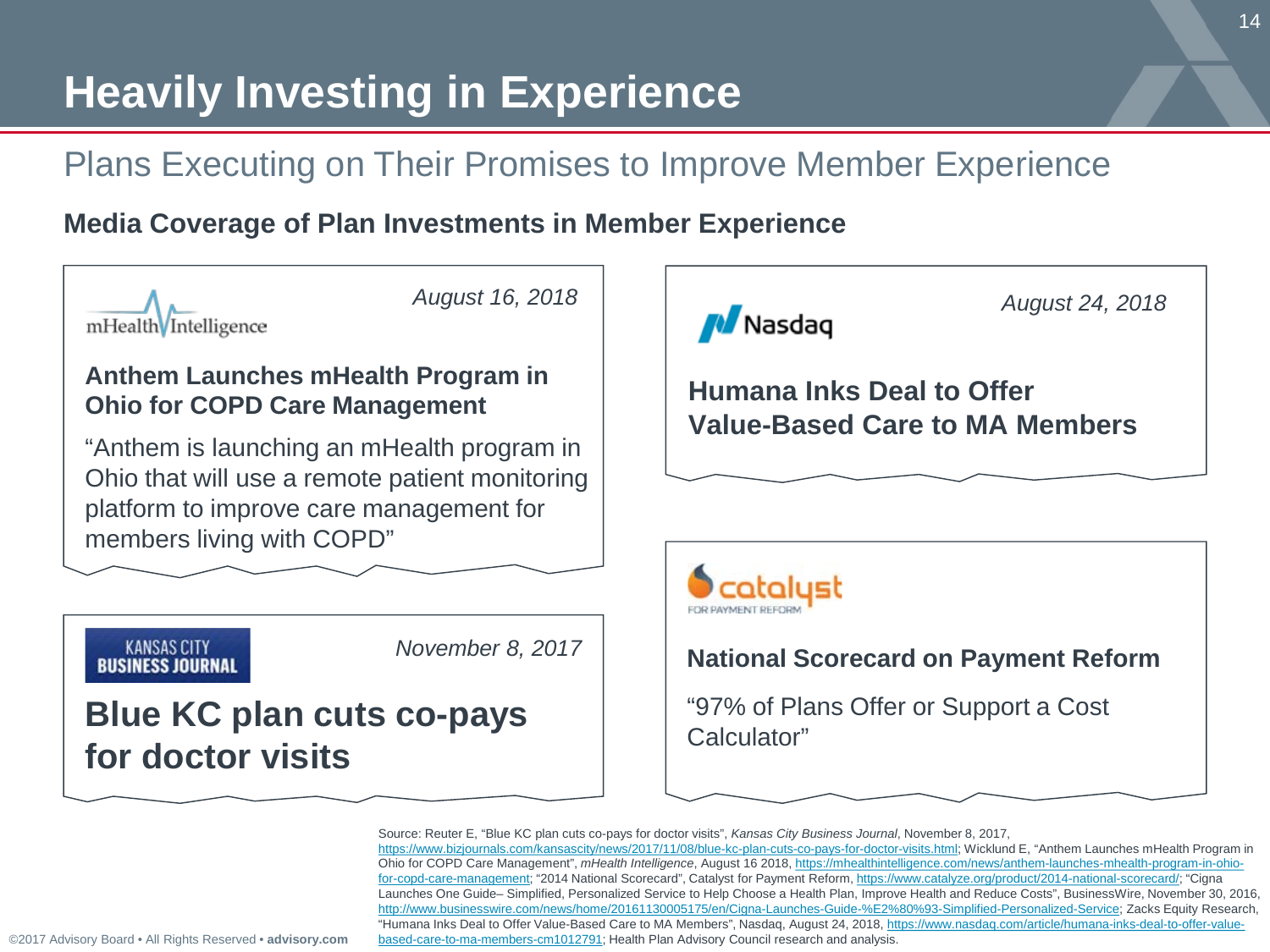# Heavily Investing in Experience

## Plans Executing on Their Promises to Improve Member Experience

### Media Coverage of Plan Investments in Member Experience

mHealth Intelligence — *August 16, 2018*

**Anthem Launches mHealth Program in Ohio for COPD Care Management**

"Anthem is launching an mHealth program in Ohio that will use a remote patient monitoring platform to improve care management for members living with COPD"

Kansas City Business Journal — *November 8, 2017*

**Blue KC plan cuts co-pays for doctor visits**

Nasdaq — *August 24, 2018*

**Humana Inks Deal to Offer Value-Based Care to MA Members**

catalyst for payment reform

**National Scorecard on Payment Reform**

"97% of Plans Offer or Support a Cost Calculator"

Source: Reuter E, "Blue KC plan cuts co-pays for doctor visits", *Kansas City Business Journal*, November 8, 2017, https://www.bizjournals.com/kansascity/news/2017/11/08/blue-kc-plan-cuts-co-pays-for-doctor-visits.html; Wicklund E, "Anthem Launches mHealth Program in Ohio for COPD Care Management", *mHealth Intelligence*, August 16 2018, https://mhealthintelligence.com/news/anthem-launches-mhealth-program-in-ohio-for-copd-care-management; "2014 National Scorecard", Catalyst for Payment Reform, https://www.catalyze.org/product/2014-national-scorecard/; "Cigna Launches One Guide– Simplified, Personalized Service to Help Choose a Health Plan, Improve Health and Reduce Costs", BusinessWire, November 30, 2016, http://www.businesswire.com/news/home/20161130005175/en/Cigna-Launches-Guide-%E2%80%93-Simplified-Personalized-Service; Zacks Equity Research, "Humana Inks Deal to Offer Value-Based Care to MA Members", Nasdaq, August 24, 2018, https://www.nasdaq.com/article/humana-inks-deal-to-offer-value-based-care-to-ma-members-cm1012791; Health Plan Advisory Council research and analysis.

©2017 Advisory Board • All Rights Reserved • **advisory.com**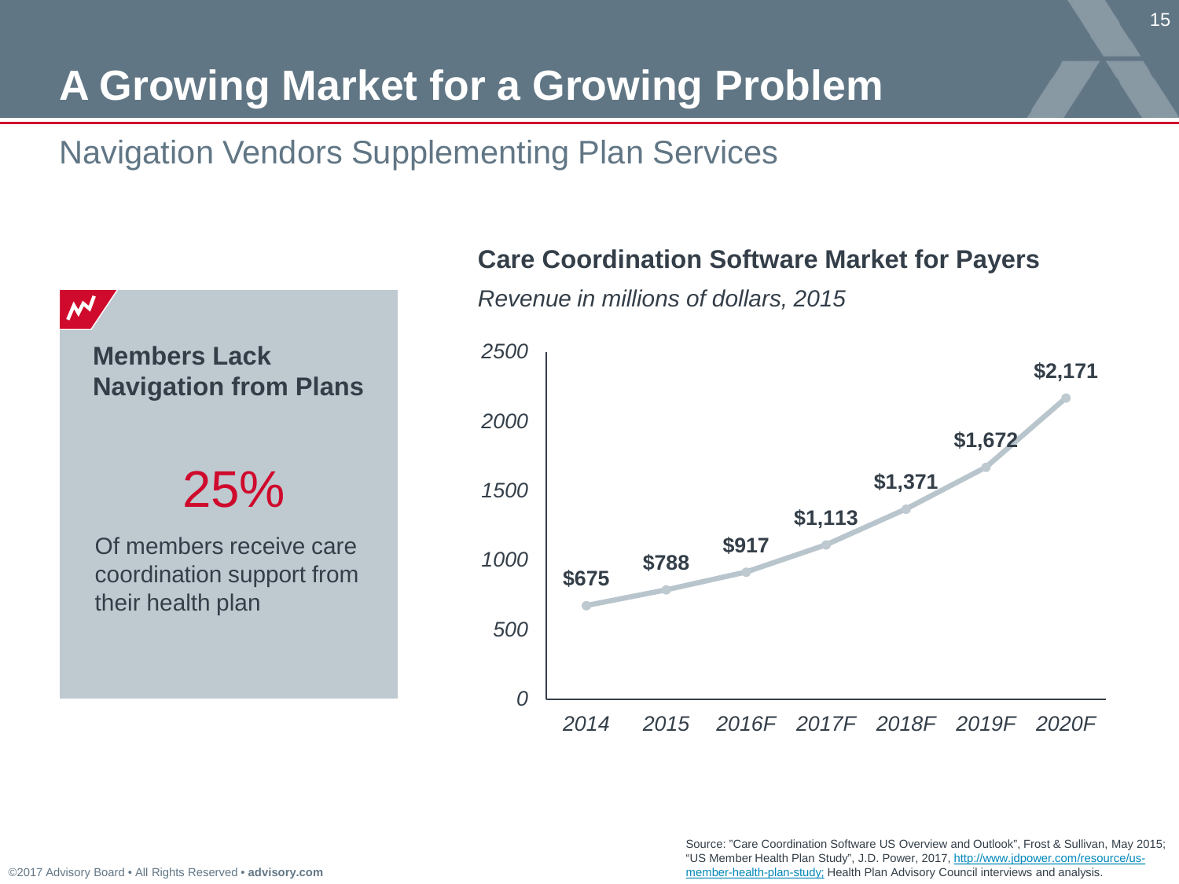# A Growing Market for a Growing Problem

## Navigation Vendors Supplementing Plan Services

**Members Lack Navigation from Plans**

25%

Of members receive care coordination support from their health plan

**Care Coordination Software Market for Payers**

*Revenue in millions of dollars, 2015*

| Year | Revenue |
| --- | --- |
| 2014 | $675 |
| 2015 | $788 |
| 2016F | $917 |
| 2017F | $1,113 |
| 2018F | $1,371 |
| 2019F | $1,672 |
| 2020F | $2,171 |

Source: "Care Coordination Software US Overview and Outlook", Frost & Sullivan, May 2015; "US Member Health Plan Study", J.D. Power, 2017, http://www.jdpower.com/resource/us-member-health-plan-study; Health Plan Advisory Council interviews and analysis.

©2017 Advisory Board • All Rights Reserved • **advisory.com**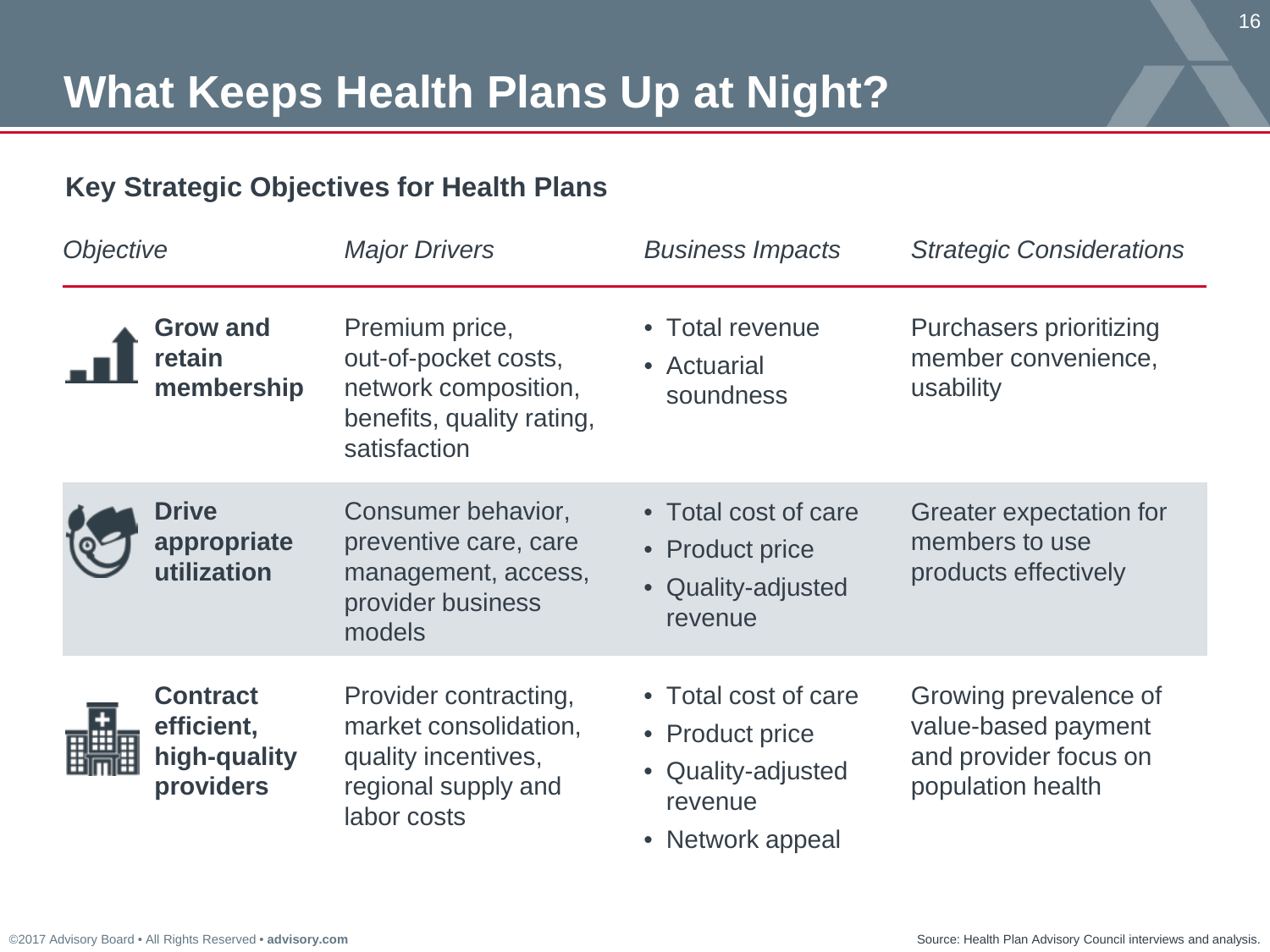# What Keeps Health Plans Up at Night?

## Key Strategic Objectives for Health Plans

| *Objective* | *Major Drivers* | *Business Impacts* | *Strategic Considerations* |
| --- | --- | --- | --- |
| **Grow and retain membership** | Premium price, out-of-pocket costs, network composition, benefits, quality rating, satisfaction | • Total revenue<br>• Actuarial soundness | Purchasers prioritizing member convenience, usability |
| **Drive appropriate utilization** | Consumer behavior, preventive care, care management, access, provider business models | • Total cost of care<br>• Product price<br>• Quality-adjusted revenue | Greater expectation for members to use products effectively |
| **Contract efficient, high-quality providers** | Provider contracting, market consolidation, quality incentives, regional supply and labor costs | • Total cost of care<br>• Product price<br>• Quality-adjusted revenue<br>• Network appeal | Growing prevalence of value-based payment and provider focus on population health |

Source: Health Plan Advisory Council interviews and analysis.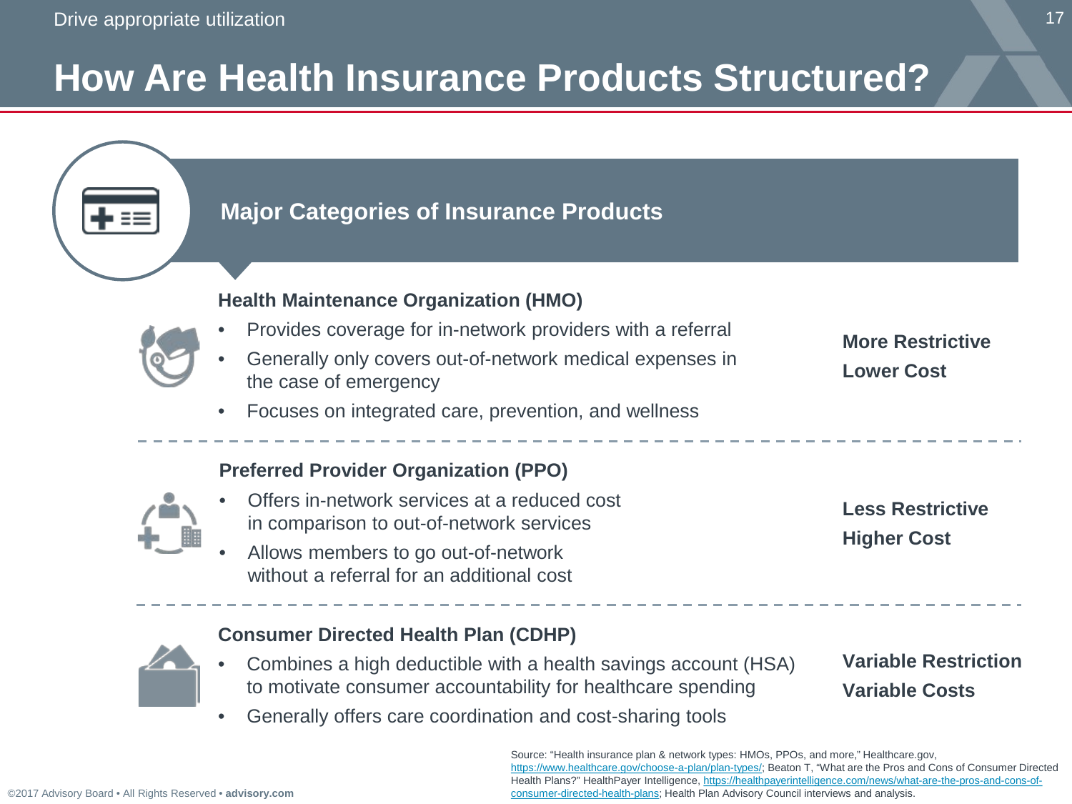Drive appropriate utilization

# How Are Health Insurance Products Structured?

## Major Categories of Insurance Products

### Health Maintenance Organization (HMO)

- Provides coverage for in-network providers with a referral
- Generally only covers out-of-network medical expenses in the case of emergency
- Focuses on integrated care, prevention, and wellness

**More Restrictive**
**Lower Cost**

### Preferred Provider Organization (PPO)

- Offers in-network services at a reduced cost in comparison to out-of-network services
- Allows members to go out-of-network without a referral for an additional cost

**Less Restrictive**
**Higher Cost**

### Consumer Directed Health Plan (CDHP)

- Combines a high deductible with a health savings account (HSA) to motivate consumer accountability for healthcare spending
- Generally offers care coordination and cost-sharing tools

**Variable Restriction**
**Variable Costs**

Source: "Health insurance plan & network types: HMOs, PPOs, and more," Healthcare.gov, https://www.healthcare.gov/choose-a-plan/plan-types/; Beaton T, "What are the Pros and Cons of Consumer Directed Health Plans?" HealthPayer Intelligence, https://healthpayerintelligence.com/news/what-are-the-pros-and-cons-of-consumer-directed-health-plans; Health Plan Advisory Council interviews and analysis.

©2017 Advisory Board • All Rights Reserved • **advisory.com**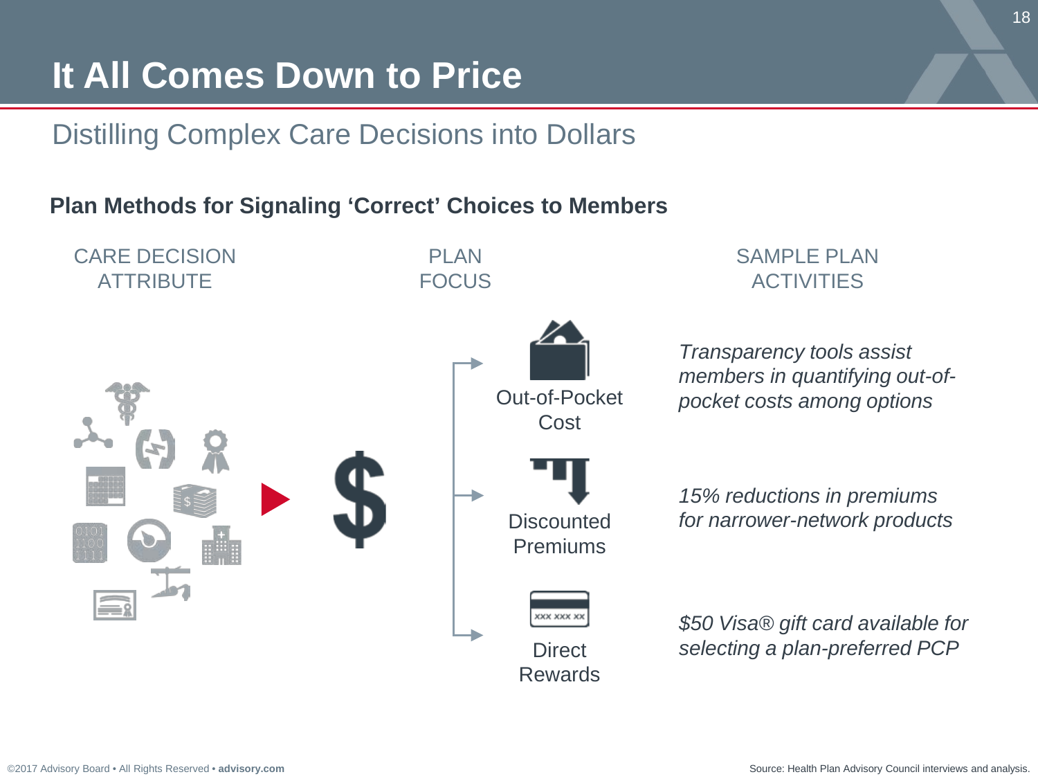# It All Comes Down to Price

## Distilling Complex Care Decisions into Dollars

**Plan Methods for Signaling 'Correct' Choices to Members**

| CARE DECISION ATTRIBUTE | PLAN FOCUS | SAMPLE PLAN ACTIVITIES |
| --- | --- | --- |
| $ | Out-of-Pocket Cost | *Transparency tools assist members in quantifying out-of-pocket costs among options* |
| | Discounted Premiums | *15% reductions in premiums for narrower-network products* |
| | Direct Rewards | *$50 Visa® gift card available for selecting a plan-preferred PCP* |

©2017 Advisory Board • All Rights Reserved • **advisory.com**

Source: Health Plan Advisory Council interviews and analysis.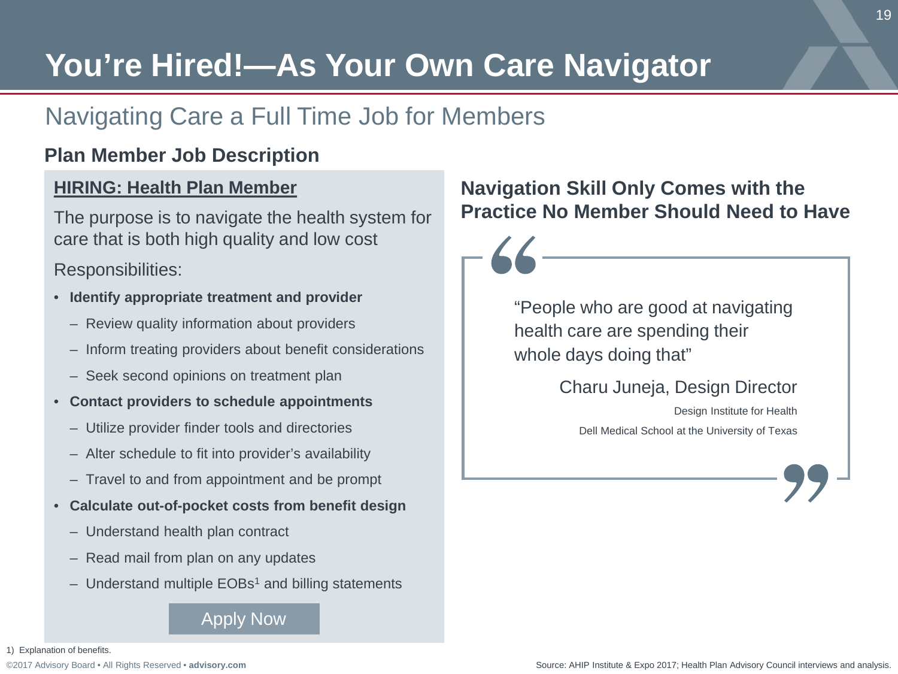# You're Hired!—As Your Own Care Navigator

## Navigating Care a Full Time Job for Members

### Plan Member Job Description

**HIRING: Health Plan Member**

The purpose is to navigate the health system for care that is both high quality and low cost

Responsibilities:

- **Identify appropriate treatment and provider**
  - Review quality information about providers
  - Inform treating providers about benefit considerations
  - Seek second opinions on treatment plan
- **Contact providers to schedule appointments**
  - Utilize provider finder tools and directories
  - Alter schedule to fit into provider's availability
  - Travel to and from appointment and be prompt
- **Calculate out-of-pocket costs from benefit design**
  - Understand health plan contract
  - Read mail from plan on any updates
  - Understand multiple EOBs[1] and billing statements

Apply Now

### Navigation Skill Only Comes with the Practice No Member Should Need to Have

> "People who are good at navigating health care are spending their whole days doing that"
>
> Charu Juneja, Design Director
>
> Design Institute for Health
>
> Dell Medical School at the University of Texas

1) Explanation of benefits.

Source: AHIP Institute & Expo 2017; Health Plan Advisory Council interviews and analysis.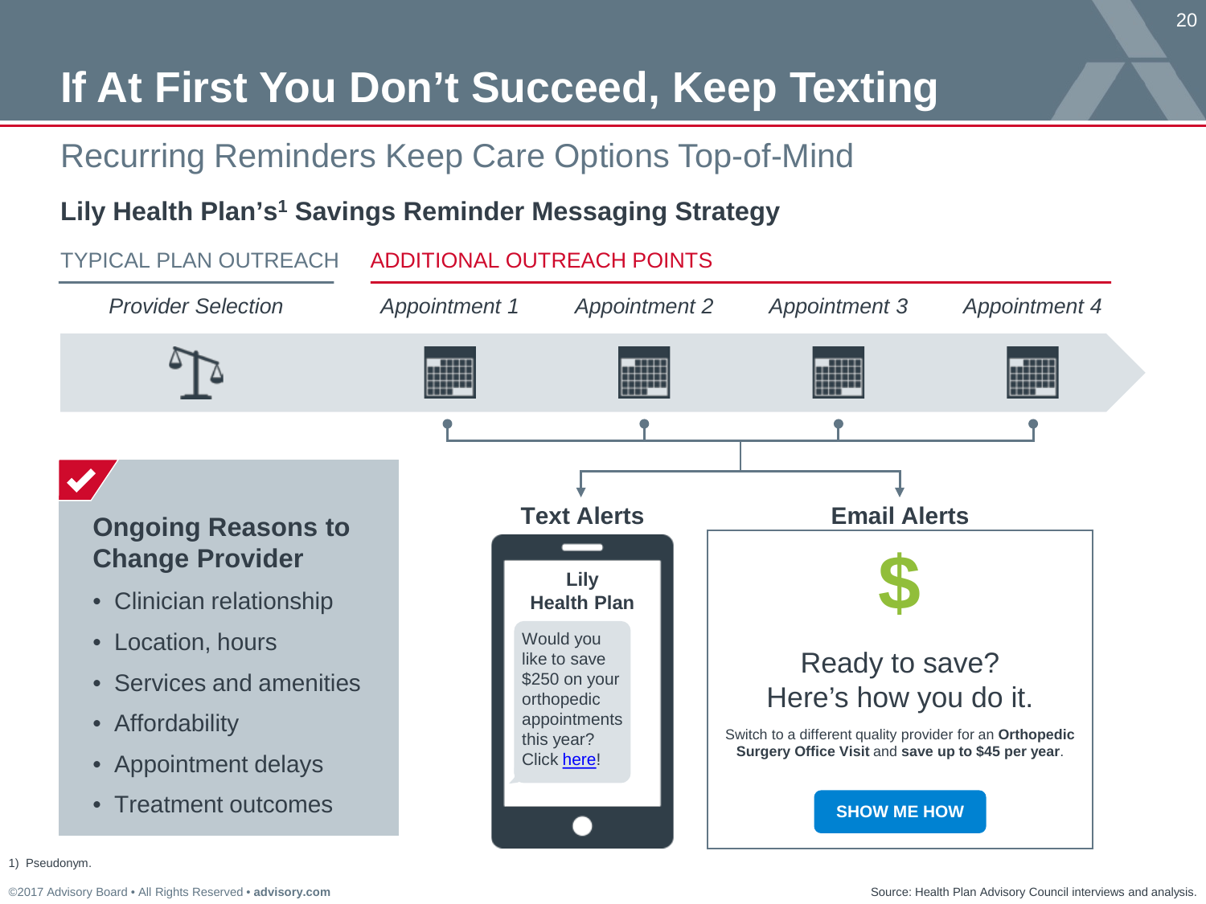# If At First You Don't Succeed, Keep Texting

## Recurring Reminders Keep Care Options Top-of-Mind

### Lily Health Plan's[1] Savings Reminder Messaging Strategy

TYPICAL PLAN OUTREACH

*Provider Selection*

ADDITIONAL OUTREACH POINTS

*Appointment 1* | *Appointment 2* | *Appointment 3* | *Appointment 4*

**Ongoing Reasons to Change Provider**

- Clinician relationship
- Location, hours
- Services and amenities
- Affordability
- Appointment delays
- Treatment outcomes

**Text Alerts**

**Lily Health Plan**

Would you like to save $250 on your orthopedic appointments this year? Click here!

**Email Alerts**

$

Ready to save?
Here's how you do it.

Switch to a different quality provider for an **Orthopedic Surgery Office Visit** and **save up to $45 per year**.

**SHOW ME HOW**

1) Pseudonym.

Source: Health Plan Advisory Council interviews and analysis.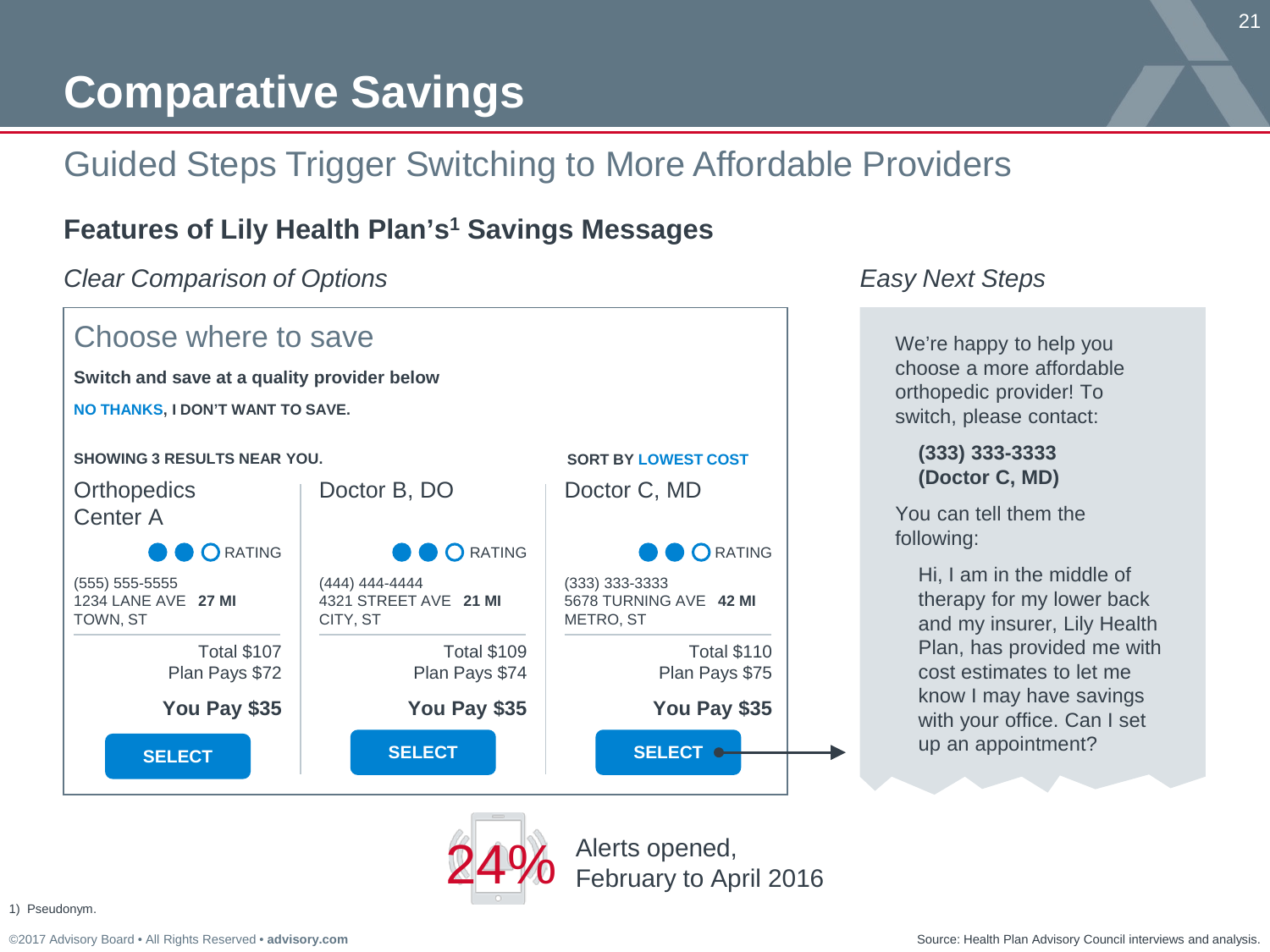# Comparative Savings

## Guided Steps Trigger Switching to More Affordable Providers

### Features of Lily Health Plan's[1] Savings Messages

*Clear Comparison of Options*

**Choose where to save**

**Switch and save at a quality provider below**

**NO THANKS, I DON'T WANT TO SAVE.**

**SHOWING 3 RESULTS NEAR YOU.**

**SORT BY LOWEST COST**

| Orthopedics Center A | Doctor B, DO | Doctor C, MD |
|---|---|---|
| ● ● ○ RATING | ● ● ○ RATING | ● ● ○ RATING |
| (555) 555-5555<br>1234 LANE AVE **27 MI**<br>TOWN, ST | (444) 444-4444<br>4321 STREET AVE **21 MI**<br>CITY, ST | (333) 333-3333<br>5678 TURNING AVE **42 MI**<br>METRO, ST |
| Total $107<br>Plan Pays $72 | Total $109<br>Plan Pays $74 | Total $110<br>Plan Pays $75 |
| **You Pay $35** | **You Pay $35** | **You Pay $35** |
| SELECT | SELECT | SELECT |

*Easy Next Steps*

We're happy to help you choose a more affordable orthopedic provider! To switch, please contact:

**(333) 333-3333**
**(Doctor C, MD)**

You can tell them the following:

Hi, I am in the middle of therapy for my lower back and my insurer, Lily Health Plan, has provided me with cost estimates to let me know I may have savings with your office. Can I set up an appointment?

**24%** Alerts opened, February to April 2016

1) Pseudonym.

Source: Health Plan Advisory Council interviews and analysis.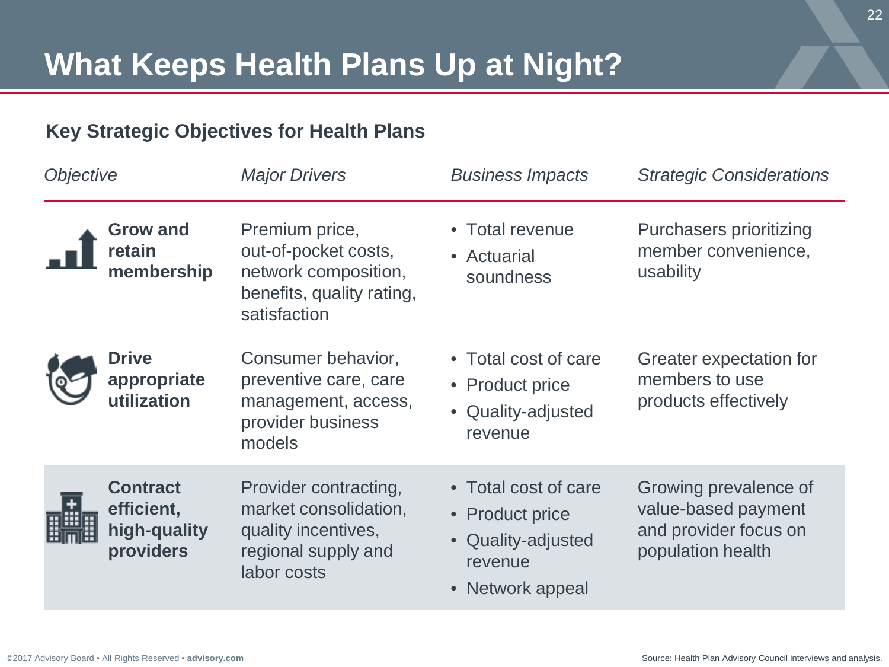# What Keeps Health Plans Up at Night?

## Key Strategic Objectives for Health Plans

| *Objective* | *Major Drivers* | *Business Impacts* | *Strategic Considerations* |
| --- | --- | --- | --- |
| **Grow and retain membership** | Premium price, out-of-pocket costs, network composition, benefits, quality rating, satisfaction | • Total revenue<br>• Actuarial soundness | Purchasers prioritizing member convenience, usability |
| **Drive appropriate utilization** | Consumer behavior, preventive care, care management, access, provider business models | • Total cost of care<br>• Product price<br>• Quality-adjusted revenue | Greater expectation for members to use products effectively |
| **Contract efficient, high-quality providers** | Provider contracting, market consolidation, quality incentives, regional supply and labor costs | • Total cost of care<br>• Product price<br>• Quality-adjusted revenue<br>• Network appeal | Growing prevalence of value-based payment and provider focus on population health |

Source: Health Plan Advisory Council interviews and analysis.

©2017 Advisory Board • All Rights Reserved • **advisory.com**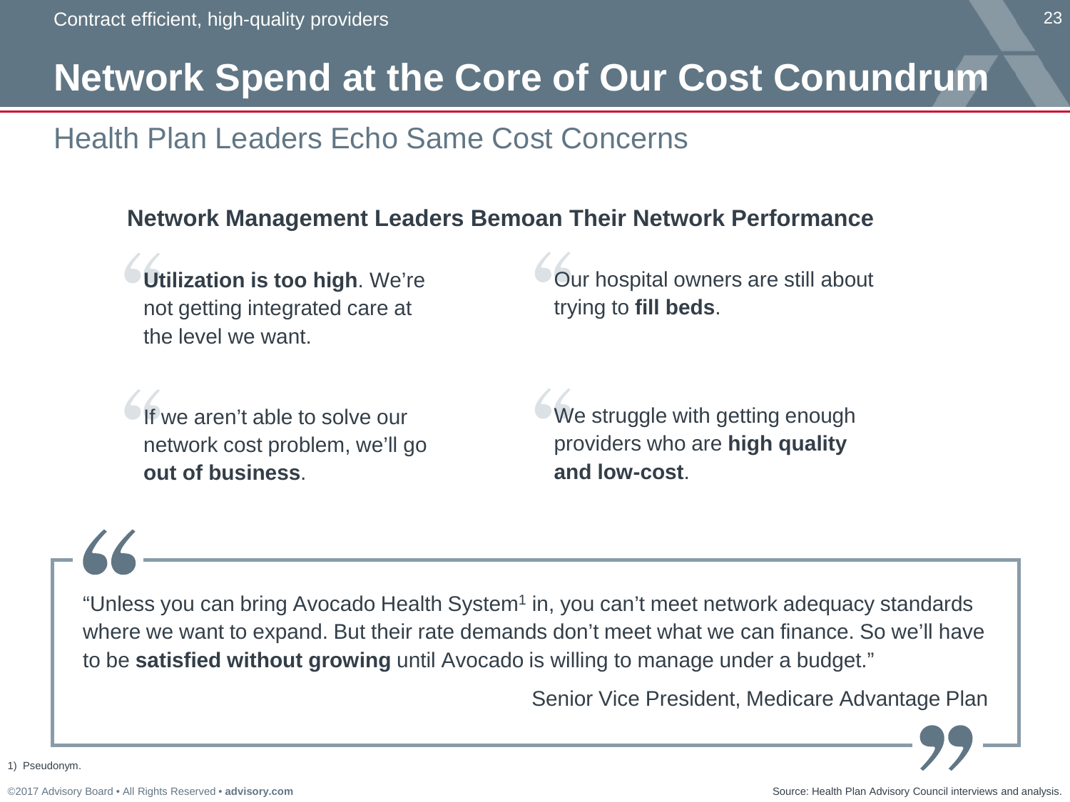# Network Spend at the Core of Our Cost Conundrum

## Health Plan Leaders Echo Same Cost Concerns

### Network Management Leaders Bemoan Their Network Performance

> **Utilization is too high**. We're not getting integrated care at the level we want.

> Our hospital owners are still about trying to **fill beds**.

> If we aren't able to solve our network cost problem, we'll go **out of business**.

> We struggle with getting enough providers who are **high quality and low-cost**.

> "Unless you can bring Avocado Health System[1] in, you can't meet network adequacy standards where we want to expand. But their rate demands don't meet what we can finance. So we'll have to be **satisfied without growing** until Avocado is willing to manage under a budget."
>
> Senior Vice President, Medicare Advantage Plan

1) Pseudonym.

Source: Health Plan Advisory Council interviews and analysis.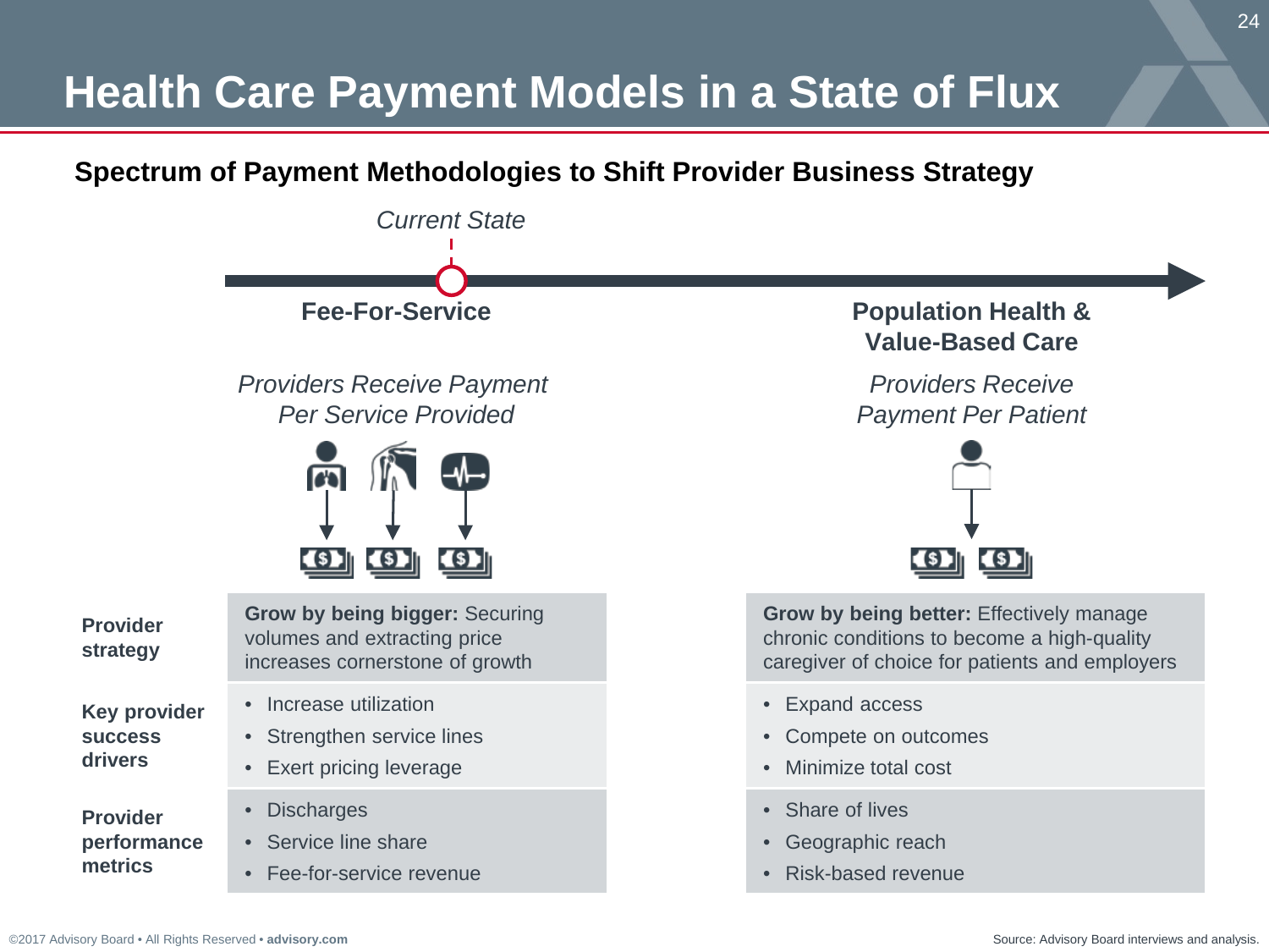# Health Care Payment Models in a State of Flux

## Spectrum of Payment Methodologies to Shift Provider Business Strategy

*Current State*

| | **Fee-For-Service**<br>*Providers Receive Payment Per Service Provided* | **Population Health & Value-Based Care**<br>*Providers Receive Payment Per Patient* |
|---|---|---|
| **Provider strategy** | **Grow by being bigger:** Securing volumes and extracting price increases cornerstone of growth | **Grow by being better:** Effectively manage chronic conditions to become a high-quality caregiver of choice for patients and employers |
| **Key provider success drivers** | • Increase utilization<br>• Strengthen service lines<br>• Exert pricing leverage | • Expand access<br>• Compete on outcomes<br>• Minimize total cost |
| **Provider performance metrics** | • Discharges<br>• Service line share<br>• Fee-for-service revenue | • Share of lives<br>• Geographic reach<br>• Risk-based revenue |

©2017 Advisory Board • All Rights Reserved • advisory.com

Source: Advisory Board interviews and analysis.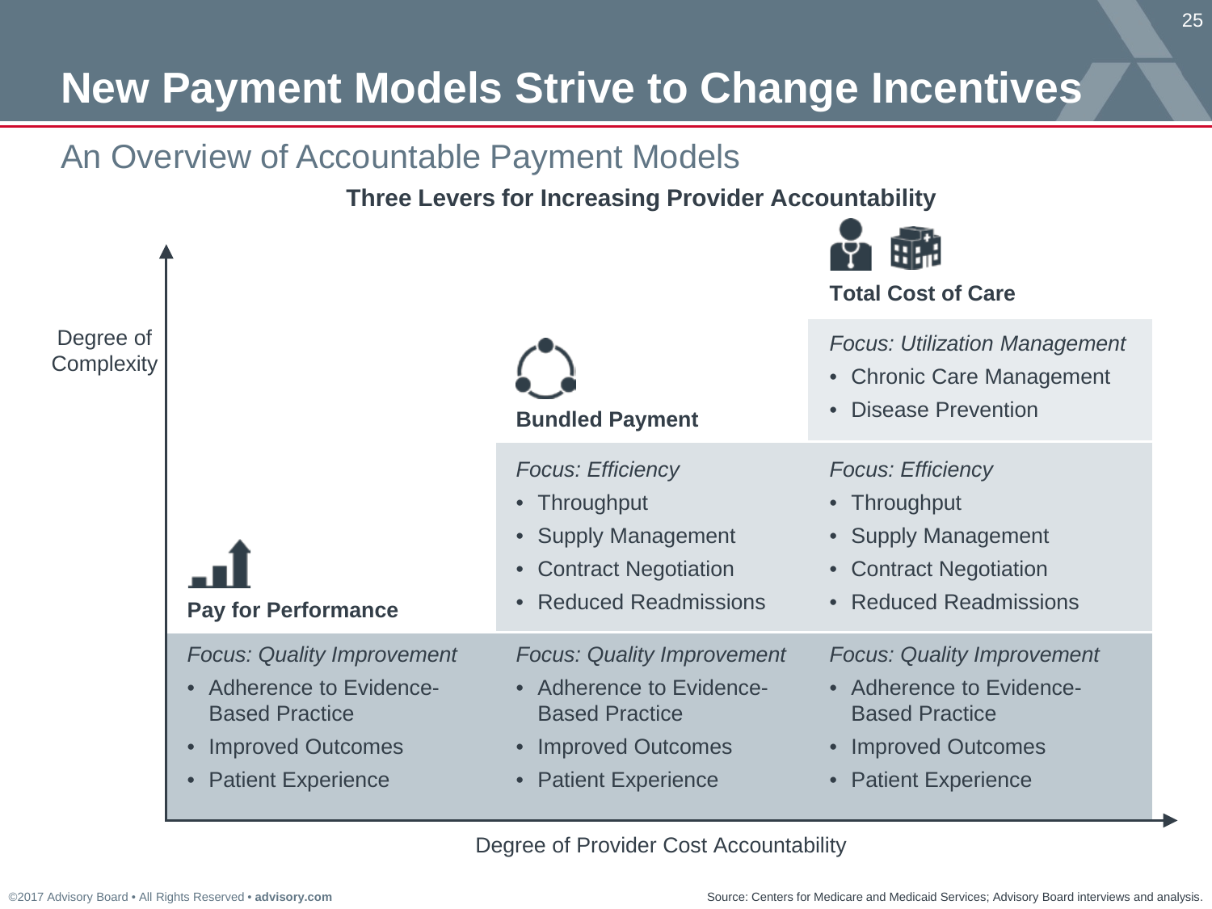# New Payment Models Strive to Change Incentives

## An Overview of Accountable Payment Models

**Three Levers for Increasing Provider Accountability**

| | **Pay for Performance** | **Bundled Payment** | **Total Cost of Care** |
|---|---|---|---|
| | | | *Focus: Utilization Management*<br>• Chronic Care Management<br>• Disease Prevention |
| | | *Focus: Efficiency*<br>• Throughput<br>• Supply Management<br>• Contract Negotiation<br>• Reduced Readmissions | *Focus: Efficiency*<br>• Throughput<br>• Supply Management<br>• Contract Negotiation<br>• Reduced Readmissions |
| | *Focus: Quality Improvement*<br>• Adherence to Evidence-Based Practice<br>• Improved Outcomes<br>• Patient Experience | *Focus: Quality Improvement*<br>• Adherence to Evidence-Based Practice<br>• Improved Outcomes<br>• Patient Experience | *Focus: Quality Improvement*<br>• Adherence to Evidence-Based Practice<br>• Improved Outcomes<br>• Patient Experience |

Vertical axis: Degree of Complexity

Horizontal axis: Degree of Provider Cost Accountability

©2017 Advisory Board • All Rights Reserved • **advisory.com**

Source: Centers for Medicare and Medicaid Services; Advisory Board interviews and analysis.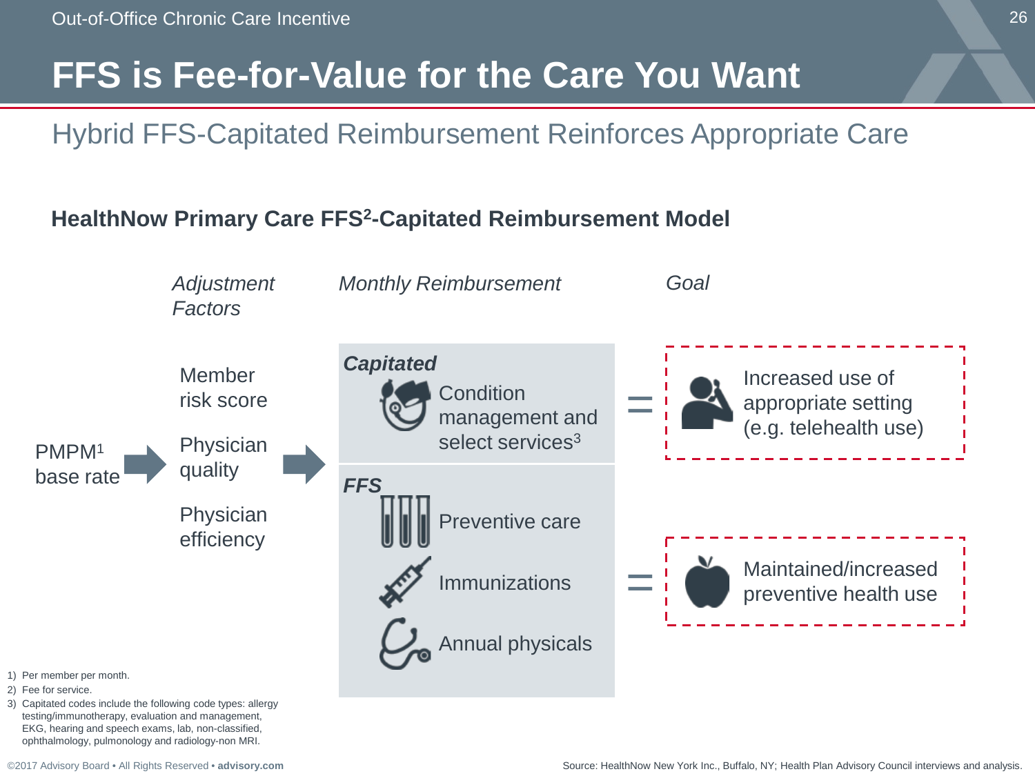# FFS is Fee-for-Value for the Care You Want

## Hybrid FFS-Capitated Reimbursement Reinforces Appropriate Care

### HealthNow Primary Care FFS[2]-Capitated Reimbursement Model

PMPM[1] base rate →

*Adjustment Factors*

- Member risk score
- Physician quality
- Physician efficiency

→ *Monthly Reimbursement*

***Capitated***
- Condition management and select services[3]

= *Goal*: Increased use of appropriate setting (e.g. telehealth use)

***FFS***
- Preventive care
- Immunizations
- Annual physicals

= *Goal*: Maintained/increased preventive health use

1) Per member per month.
2) Fee for service.
3) Capitated codes include the following code types: allergy testing/immunotherapy, evaluation and management, EKG, hearing and speech exams, lab, non-classified, ophthalmology, pulmonology and radiology-non MRI.

Source: HealthNow New York Inc., Buffalo, NY; Health Plan Advisory Council interviews and analysis.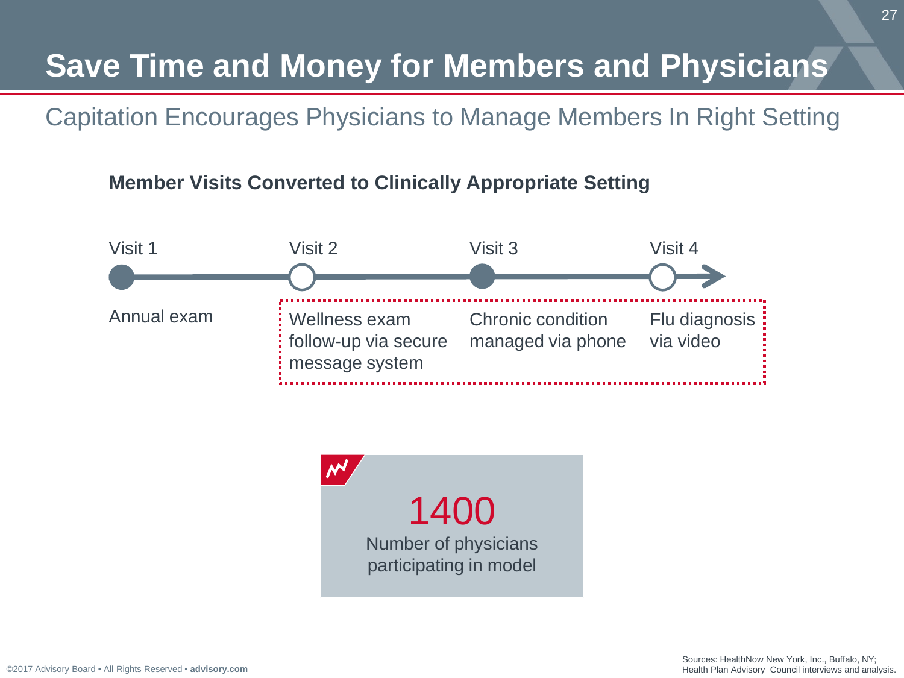# Save Time and Money for Members and Physicians

## Capitation Encourages Physicians to Manage Members In Right Setting

**Member Visits Converted to Clinically Appropriate Setting**

| Visit 1 | Visit 2 | Visit 3 | Visit 4 |
| --- | --- | --- | --- |
| Annual exam | Wellness exam follow-up via secure message system | Chronic condition managed via phone | Flu diagnosis via video |

**1400**

Number of physicians participating in model

Sources: HealthNow New York, Inc., Buffalo, NY; Health Plan Advisory Council interviews and analysis.

©2017 Advisory Board • All Rights Reserved • **advisory.com**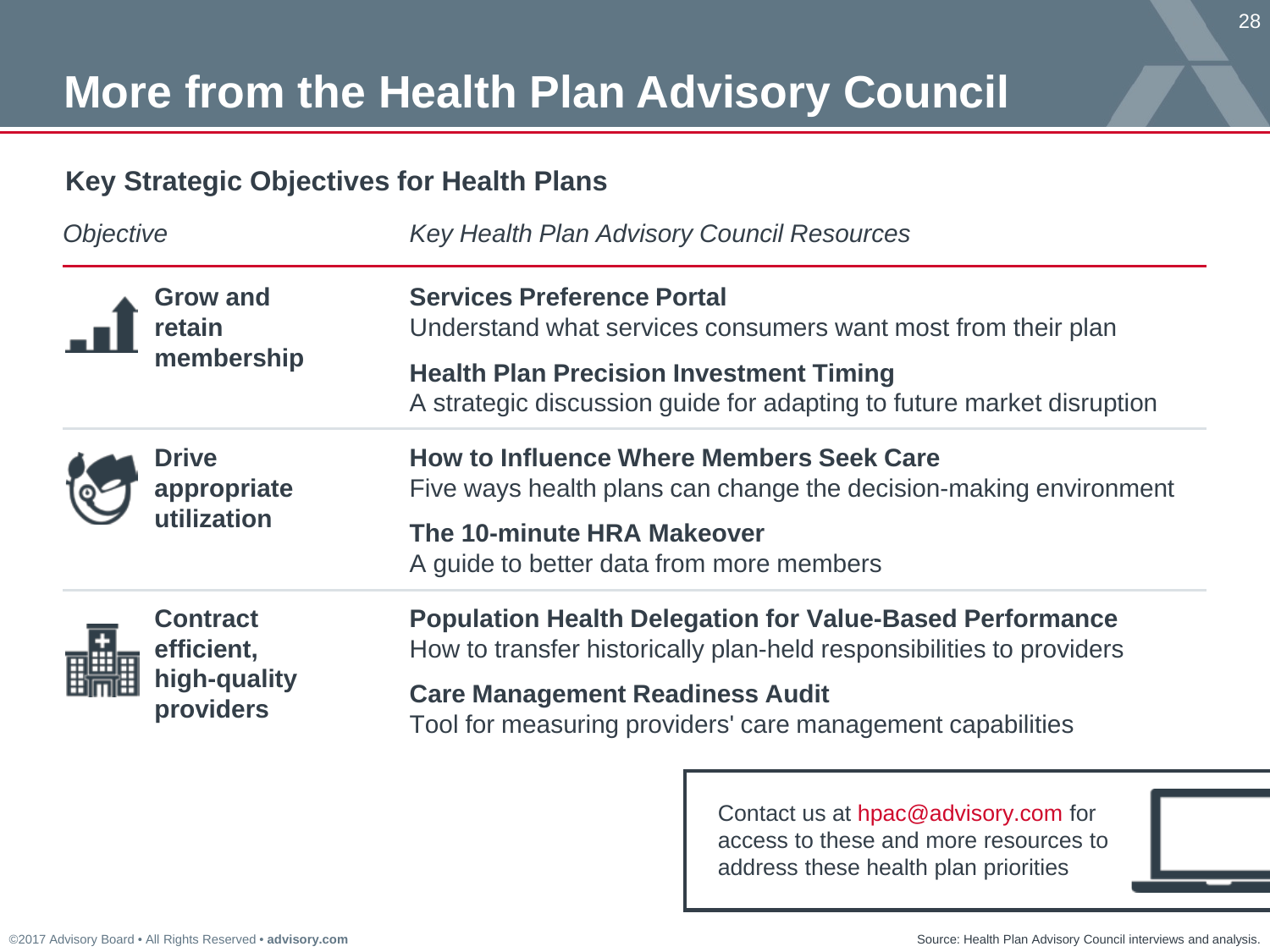# More from the Health Plan Advisory Council

## Key Strategic Objectives for Health Plans

| *Objective* | *Key Health Plan Advisory Council Resources* |
| --- | --- |
| **Grow and retain membership** | **Services Preference Portal**<br>Understand what services consumers want most from their plan<br>**Health Plan Precision Investment Timing**<br>A strategic discussion guide for adapting to future market disruption |
| **Drive appropriate utilization** | **How to Influence Where Members Seek Care**<br>Five ways health plans can change the decision-making environment<br>**The 10-minute HRA Makeover**<br>A guide to better data from more members |
| **Contract efficient, high-quality providers** | **Population Health Delegation for Value-Based Performance**<br>How to transfer historically plan-held responsibilities to providers<br>**Care Management Readiness Audit**<br>Tool for measuring providers' care management capabilities |

Contact us at hpac@advisory.com for access to these and more resources to address these health plan priorities

Source: Health Plan Advisory Council interviews and analysis.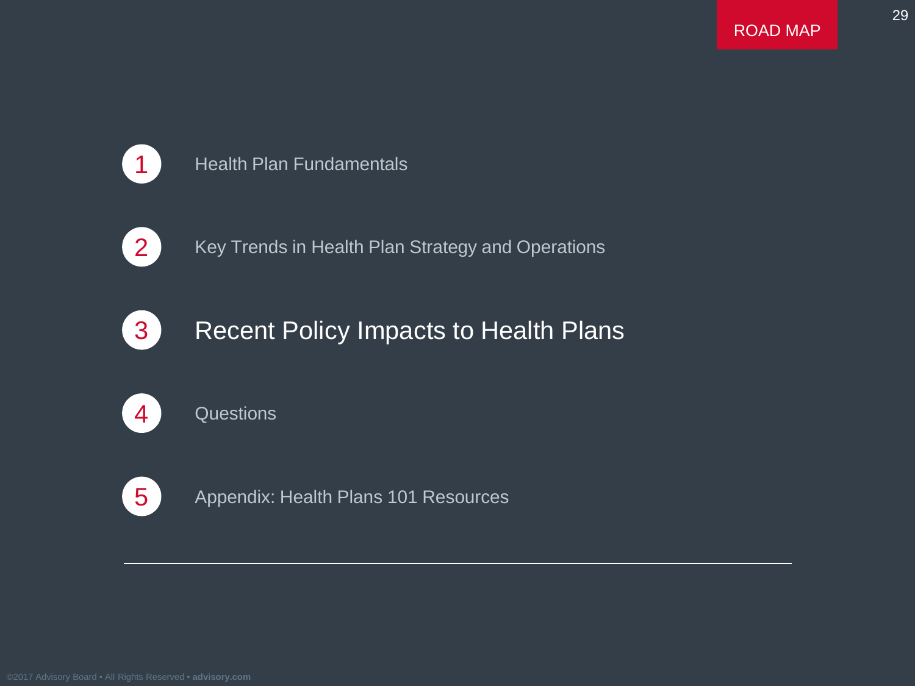# ROAD MAP

1. Health Plan Fundamentals
2. Key Trends in Health Plan Strategy and Operations
3. **Recent Policy Impacts to Health Plans**
4. Questions
5. Appendix: Health Plans 101 Resources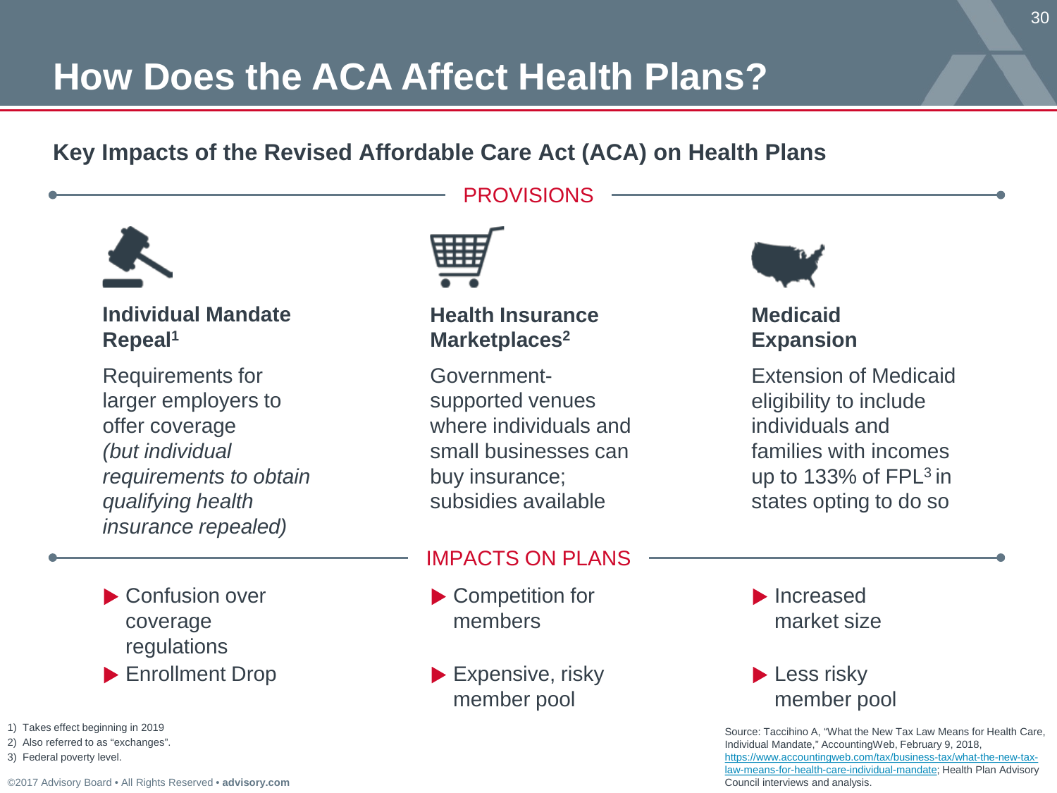# How Does the ACA Affect Health Plans?

## Key Impacts of the Revised Affordable Care Act (ACA) on Health Plans

### PROVISIONS

**Individual Mandate Repeal[1]**

Requirements for larger employers to offer coverage *(but individual requirements to obtain qualifying health insurance repealed)*

**Health Insurance Marketplaces[2]**

Government-supported venues where individuals and small businesses can buy insurance; subsidies available

**Medicaid Expansion**

Extension of Medicaid eligibility to include individuals and families with incomes up to 133% of FPL[3] in states opting to do so

### IMPACTS ON PLANS

**Individual Mandate Repeal**

- Confusion over coverage regulations
- Enrollment Drop

**Health Insurance Marketplaces**

- Competition for members
- Expensive, risky member pool

**Medicaid Expansion**

- Increased market size
- Less risky member pool

1) Takes effect beginning in 2019
2) Also referred to as "exchanges".
3) Federal poverty level.

Source: Taccihino A, "What the New Tax Law Means for Health Care, Individual Mandate," AccountingWeb, February 9, 2018, https://www.accountingweb.com/tax/business-tax/what-the-new-tax-law-means-for-health-care-individual-mandate; Health Plan Advisory Council interviews and analysis.

©2017 Advisory Board • All Rights Reserved • **advisory.com**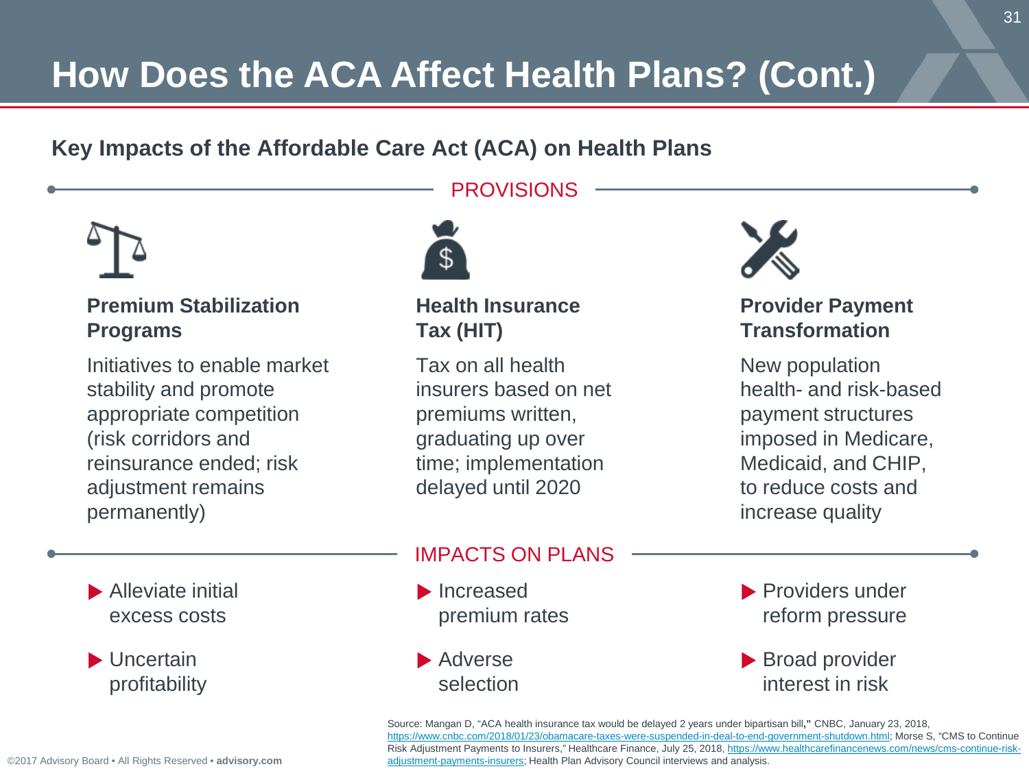# How Does the ACA Affect Health Plans? (Cont.)

## Key Impacts of the Affordable Care Act (ACA) on Health Plans

### PROVISIONS

**Premium Stabilization Programs**

Initiatives to enable market stability and promote appropriate competition (risk corridors and reinsurance ended; risk adjustment remains permanently)

**Health Insurance Tax (HIT)**

Tax on all health insurers based on net premiums written, graduating up over time; implementation delayed until 2020

**Provider Payment Transformation**

New population health- and risk-based payment structures imposed in Medicare, Medicaid, and CHIP, to reduce costs and increase quality

### IMPACTS ON PLANS

Premium Stabilization Programs:

- Alleviate initial excess costs
- Uncertain profitability

Health Insurance Tax (HIT):

- Increased premium rates
- Adverse selection

Provider Payment Transformation:

- Providers under reform pressure
- Broad provider interest in risk

Source: Mangan D, "ACA health insurance tax would be delayed 2 years under bipartisan bill**,"** CNBC, January 23, 2018, https://www.cnbc.com/2018/01/23/obamacare-taxes-were-suspended-in-deal-to-end-government-shutdown.html; Morse S, "CMS to Continue Risk Adjustment Payments to Insurers," Healthcare Finance, July 25, 2018, https://www.healthcarefinancenews.com/news/cms-continue-risk-adjustment-payments-insurers; Health Plan Advisory Council interviews and analysis.

©2017 Advisory Board • All Rights Reserved • **advisory.com**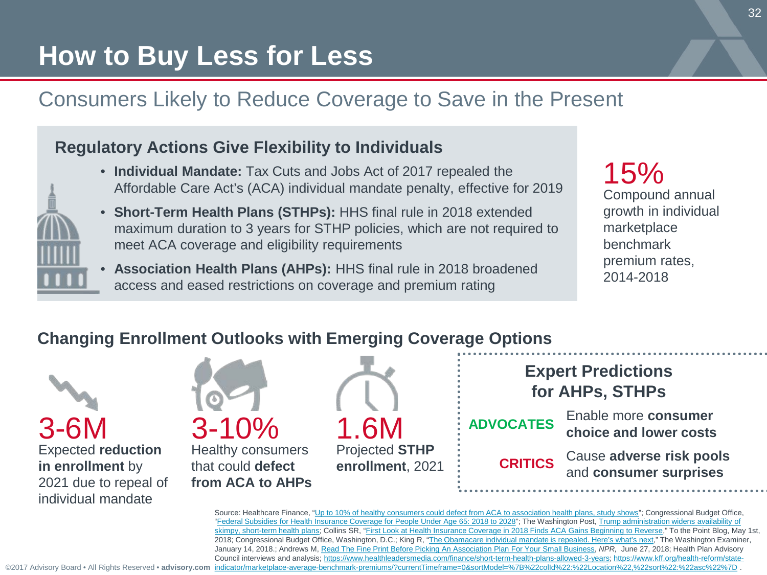# How to Buy Less for Less

## Consumers Likely to Reduce Coverage to Save in the Present

### Regulatory Actions Give Flexibility to Individuals

- **Individual Mandate:** Tax Cuts and Jobs Act of 2017 repealed the Affordable Care Act's (ACA) individual mandate penalty, effective for 2019
- **Short-Term Health Plans (STHPs):** HHS final rule in 2018 extended maximum duration to 3 years for STHP policies, which are not required to meet ACA coverage and eligibility requirements
- **Association Health Plans (AHPs):** HHS final rule in 2018 broadened access and eased restrictions on coverage and premium rating

**15%**
Compound annual growth in individual marketplace benchmark premium rates, 2014-2018

### Changing Enrollment Outlooks with Emerging Coverage Options

**3-6M**
Expected **reduction in enrollment** by 2021 due to repeal of individual mandate

**3-10%**
Healthy consumers that could **defect from ACA to AHPs**

**1.6M**
Projected **STHP enrollment**, 2021

#### Expert Predictions for AHPs, STHPs

**ADVOCATES** Enable more **consumer choice and lower costs**

**CRITICS** Cause **adverse risk pools** and **consumer surprises**

Source: Healthcare Finance, "Up to 10% of healthy consumers could defect from ACA to association health plans, study shows"; Congressional Budget Office, "Federal Subsidies for Health Insurance Coverage for People Under Age 65: 2018 to 2028"; The Washington Post, Trump administration widens availability of skimpy, short-term health plans; Collins SR, "First Look at Health Insurance Coverage in 2018 Finds ACA Gains Beginning to Reverse," To the Point Blog, May 1st, 2018; Congressional Budget Office, Washington, D.C.; King R, "The Obamacare individual mandate is repealed. Here's what's next," The Washington Examiner, January 14, 2018.; Andrews M, Read The Fine Print Before Picking An Association Plan For Your Small Business, *NPR*, June 27, 2018; Health Plan Advisory Council interviews and analysis; https://www.healthleadersmedia.com/finance/short-term-health-plans-allowed-3-years; https://www.kff.org/health-reform/state-indicator/marketplace-average-benchmark-premiums/?currentTimeframe=0&sortModel=%7B%22colId%22:%22Location%22,%22sort%22:%22asc%22%7D .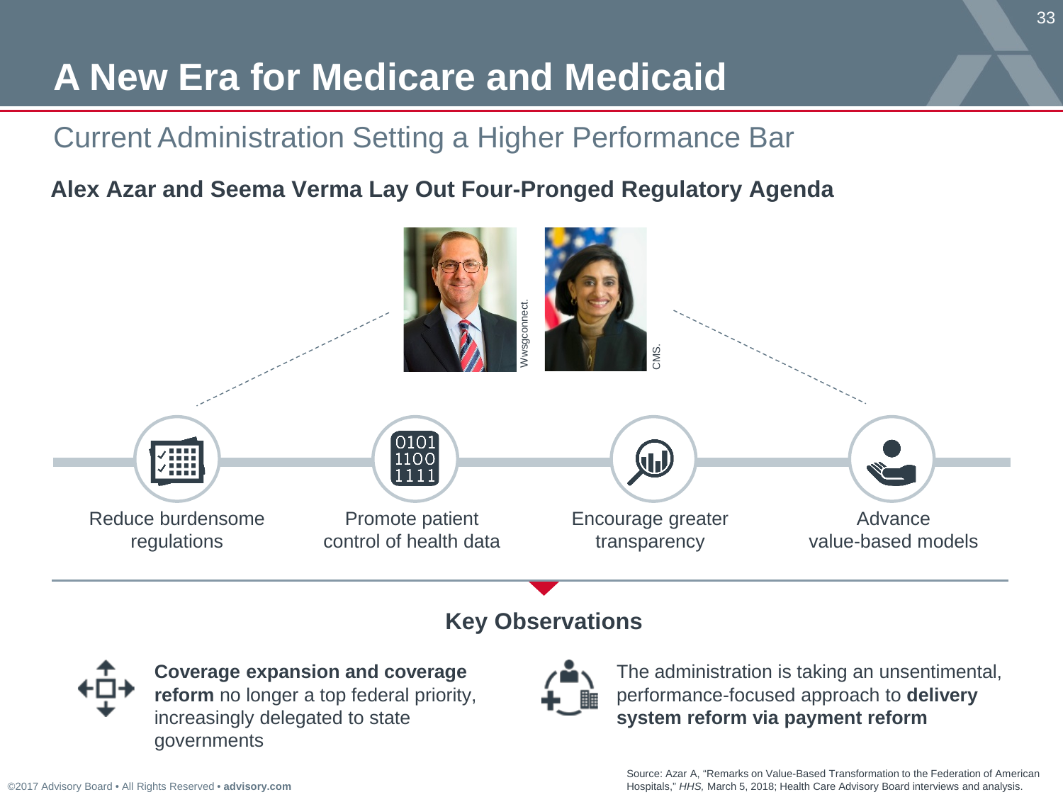# A New Era for Medicare and Medicaid

## Current Administration Setting a Higher Performance Bar

### Alex Azar and Seema Verma Lay Out Four-Pronged Regulatory Agenda

Wwsgconnect.

CMS.

- Reduce burdensome regulations
- Promote patient control of health data
- Encourage greater transparency
- Advance value-based models

### Key Observations

**Coverage expansion and coverage reform** no longer a top federal priority, increasingly delegated to state governments

The administration is taking an unsentimental, performance-focused approach to **delivery system reform via payment reform**

Source: Azar A, "Remarks on Value-Based Transformation to the Federation of American Hospitals," *HHS,* March 5, 2018; Health Care Advisory Board interviews and analysis.

©2017 Advisory Board • All Rights Reserved • **advisory.com**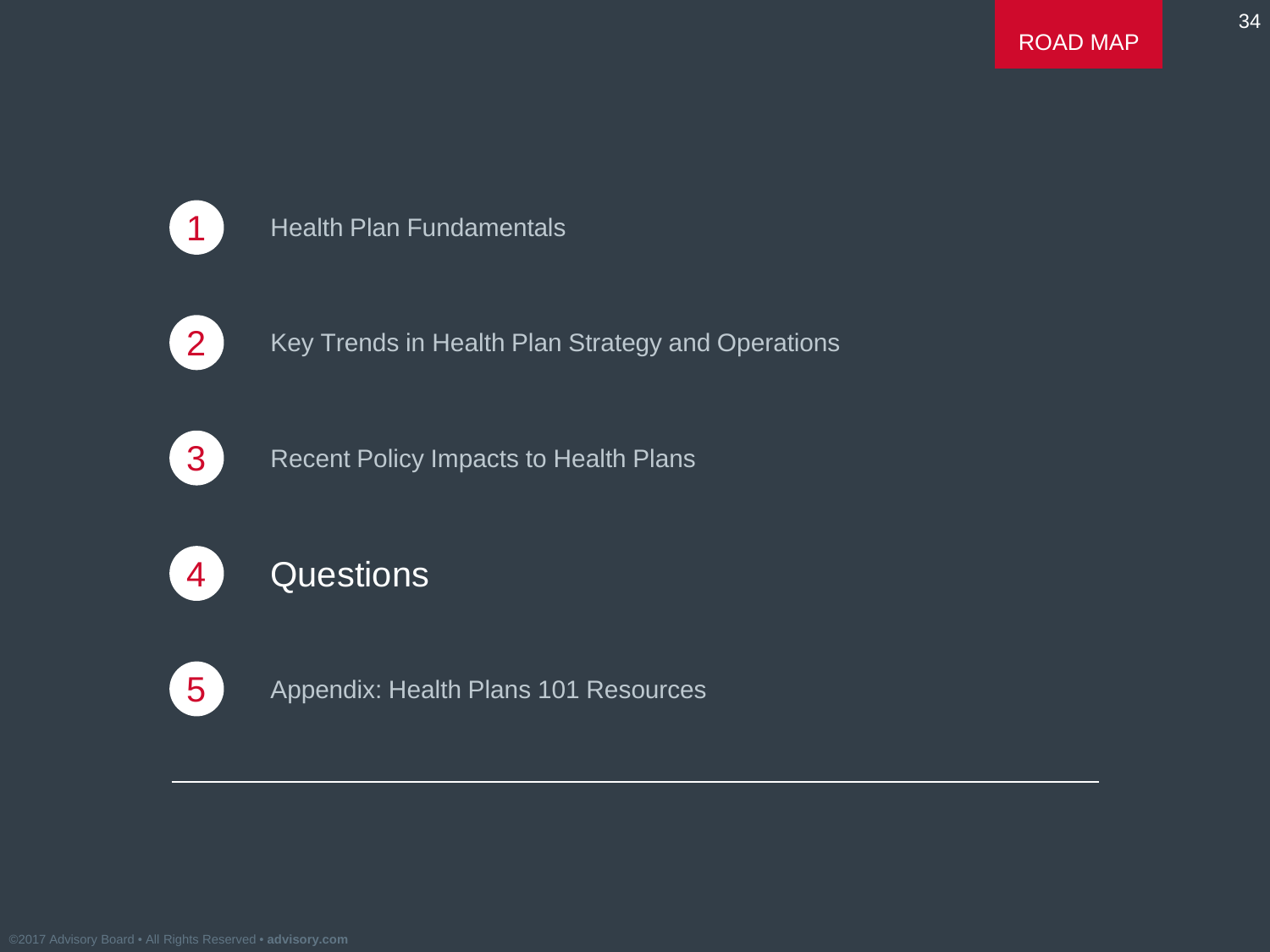ROAD MAP

1. Health Plan Fundamentals
2. Key Trends in Health Plan Strategy and Operations
3. Recent Policy Impacts to Health Plans
4. **Questions**
5. Appendix: Health Plans 101 Resources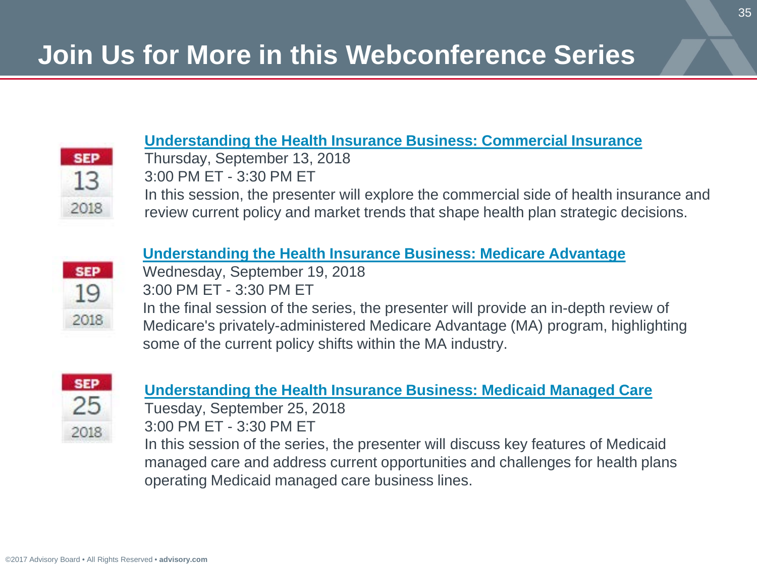# Join Us for More in this Webconference Series

SEP 13 2018

**Understanding the Health Insurance Business: Commercial Insurance**

Thursday, September 13, 2018
3:00 PM ET - 3:30 PM ET
In this session, the presenter will explore the commercial side of health insurance and review current policy and market trends that shape health plan strategic decisions.

SEP 19 2018

**Understanding the Health Insurance Business: Medicare Advantage**

Wednesday, September 19, 2018
3:00 PM ET - 3:30 PM ET
In the final session of the series, the presenter will provide an in-depth review of Medicare's privately-administered Medicare Advantage (MA) program, highlighting some of the current policy shifts within the MA industry.

SEP 25 2018

**Understanding the Health Insurance Business: Medicaid Managed Care**

Tuesday, September 25, 2018
3:00 PM ET - 3:30 PM ET
In this session of the series, the presenter will discuss key features of Medicaid managed care and address current opportunities and challenges for health plans operating Medicaid managed care business lines.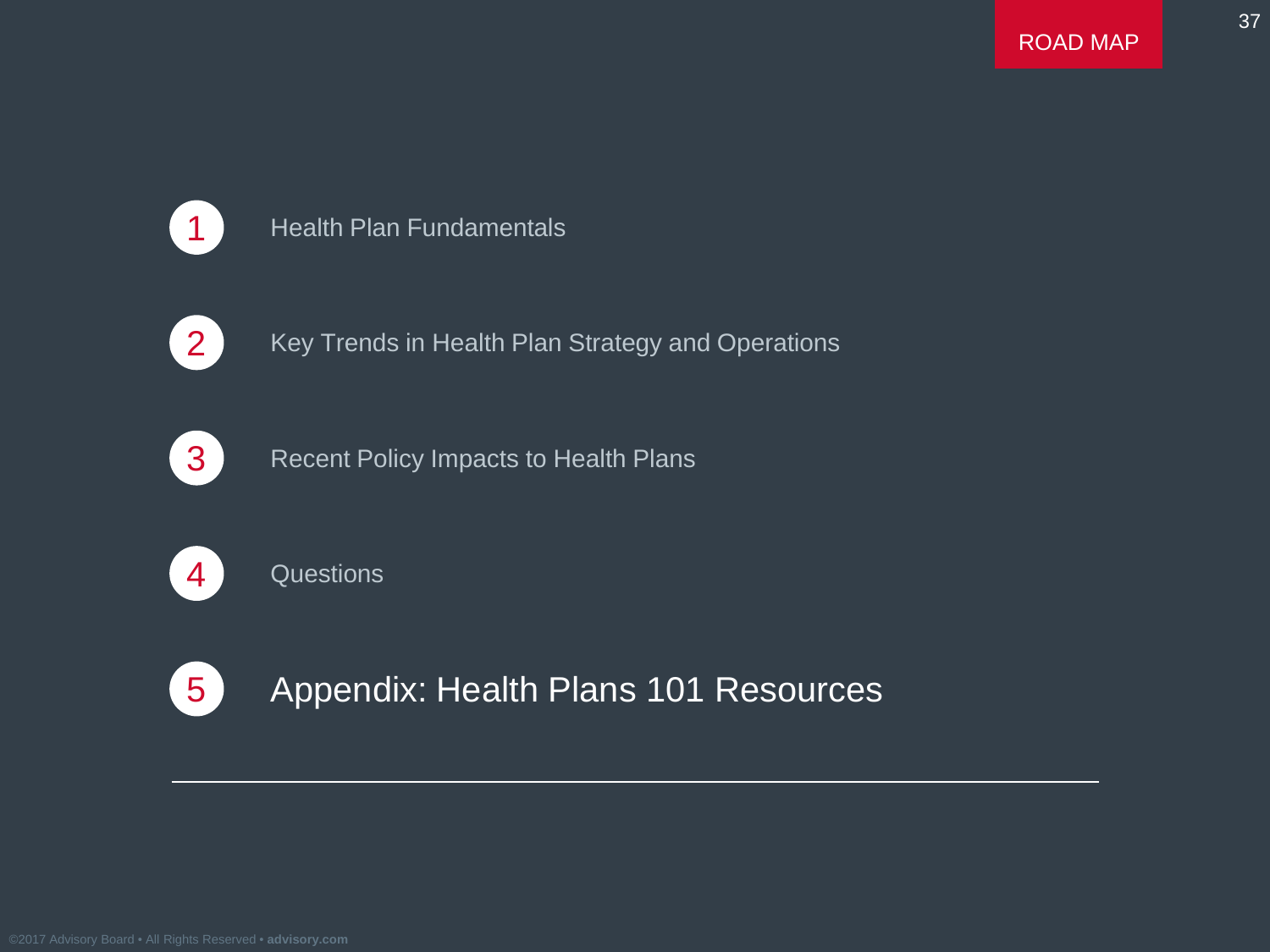ROAD MAP

1. Health Plan Fundamentals
2. Key Trends in Health Plan Strategy and Operations
3. Recent Policy Impacts to Health Plans
4. Questions
5. **Appendix: Health Plans 101 Resources**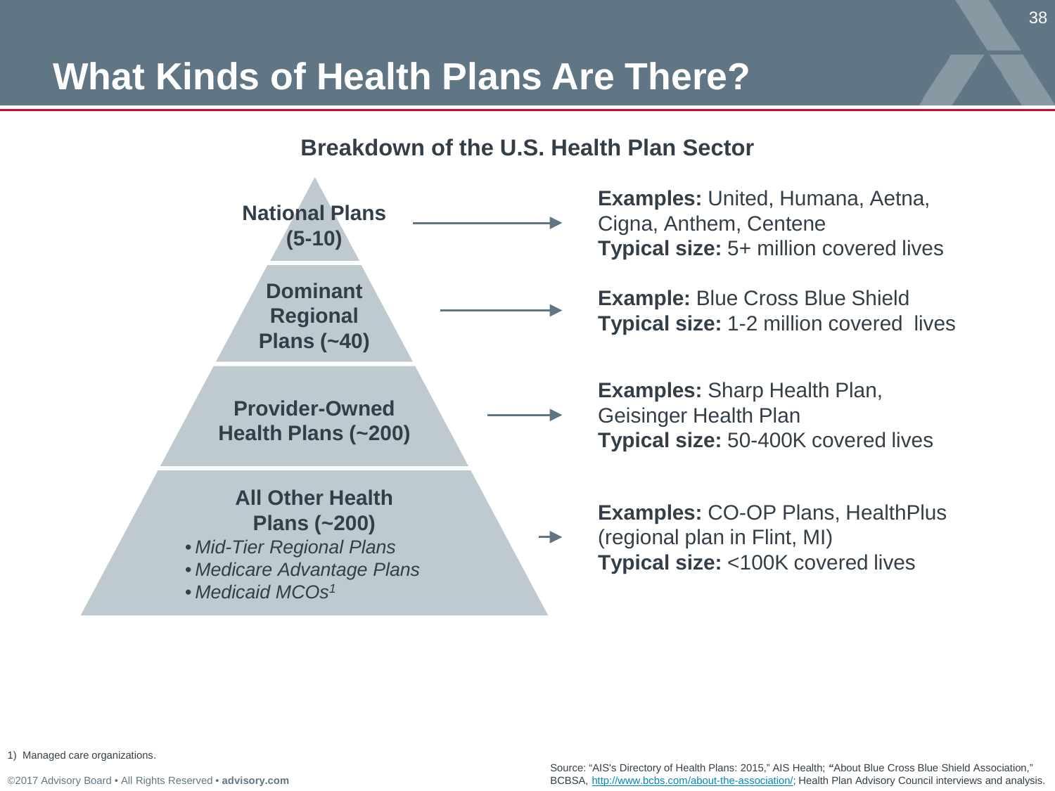# What Kinds of Health Plans Are There?

## Breakdown of the U.S. Health Plan Sector

**National Plans (5-10)**

**Examples:** United, Humana, Aetna, Cigna, Anthem, Centene
**Typical size:** 5+ million covered lives

**Dominant Regional Plans (~40)**

**Example:** Blue Cross Blue Shield
**Typical size:** 1-2 million covered lives

**Provider-Owned Health Plans (~200)**

**Examples:** Sharp Health Plan, Geisinger Health Plan
**Typical size:** 50-400K covered lives

**All Other Health Plans (~200)**

- *Mid-Tier Regional Plans*
- *Medicare Advantage Plans*
- *Medicaid MCOs*[1]

**Examples:** CO-OP Plans, HealthPlus (regional plan in Flint, MI)
**Typical size:** <100K covered lives

1) Managed care organizations.

Source: "AIS's Directory of Health Plans: 2015," AIS Health; "About Blue Cross Blue Shield Association," BCBSA, http://www.bcbs.com/about-the-association/; Health Plan Advisory Council interviews and analysis.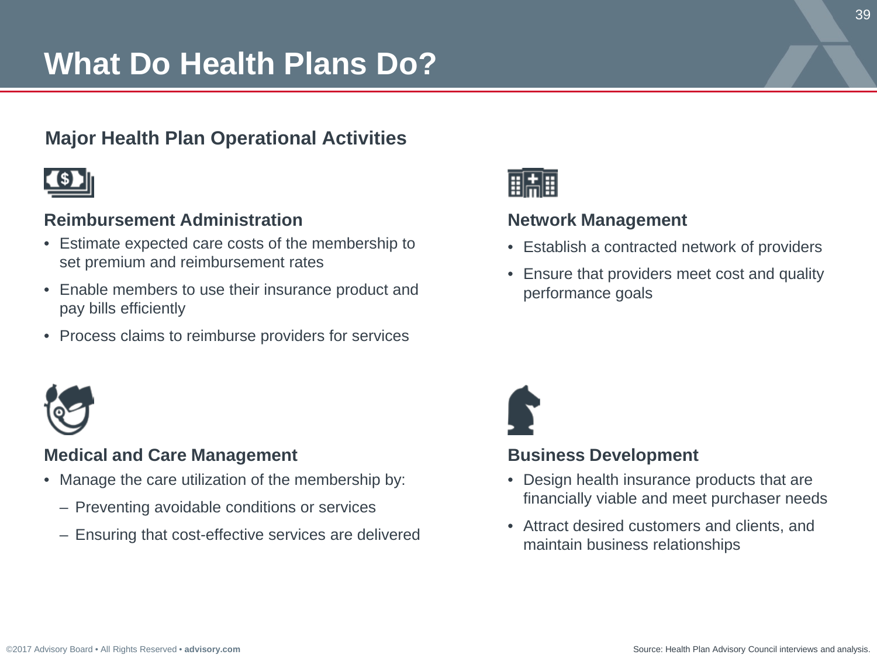# What Do Health Plans Do?

## Major Health Plan Operational Activities

### Reimbursement Administration

- Estimate expected care costs of the membership to set premium and reimbursement rates
- Enable members to use their insurance product and pay bills efficiently
- Process claims to reimburse providers for services

### Network Management

- Establish a contracted network of providers
- Ensure that providers meet cost and quality performance goals

### Medical and Care Management

- Manage the care utilization of the membership by:
  - Preventing avoidable conditions or services
  - Ensuring that cost-effective services are delivered

### Business Development

- Design health insurance products that are financially viable and meet purchaser needs
- Attract desired customers and clients, and maintain business relationships

Source: Health Plan Advisory Council interviews and analysis.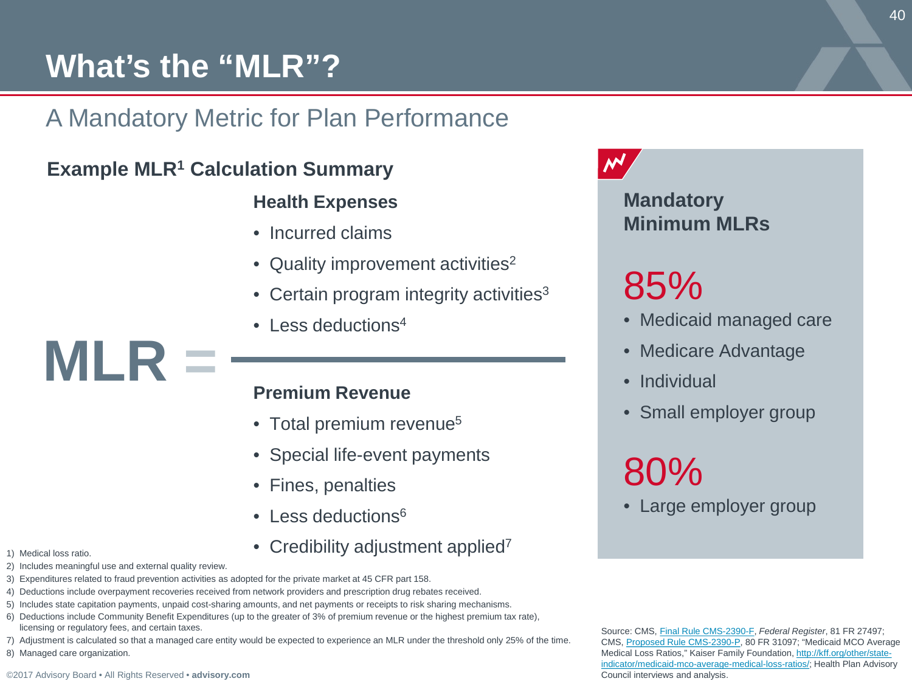# What's the "MLR"?

## A Mandatory Metric for Plan Performance

### Example MLR[1] Calculation Summary

**MLR =**

**Health Expenses**

- Incurred claims
- Quality improvement activities[2]
- Certain program integrity activities[3]
- Less deductions[4]

**Premium Revenue**

- Total premium revenue[5]
- Special life-event payments
- Fines, penalties
- Less deductions[6]
- Credibility adjustment applied[7]

### Mandatory Minimum MLRs

**85%**

- Medicaid managed care
- Medicare Advantage
- Individual
- Small employer group

**80%**

- Large employer group

1) Medical loss ratio.
2) Includes meaningful use and external quality review.
3) Expenditures related to fraud prevention activities as adopted for the private market at 45 CFR part 158.
4) Deductions include overpayment recoveries received from network providers and prescription drug rebates received.
5) Includes state capitation payments, unpaid cost-sharing amounts, and net payments or receipts to risk sharing mechanisms.
6) Deductions include Community Benefit Expenditures (up to the greater of 3% of premium revenue or the highest premium tax rate), licensing or regulatory fees, and certain taxes.
7) Adjustment is calculated so that a managed care entity would be expected to experience an MLR under the threshold only 25% of the time.
8) Managed care organization.

Source: CMS, Final Rule CMS-2390-F, *Federal Register*, 81 FR 27497; CMS, Proposed Rule CMS-2390-P, 80 FR 31097; "Medicaid MCO Average Medical Loss Ratios," Kaiser Family Foundation, http://kff.org/other/state-indicator/medicaid-mco-average-medical-loss-ratios/; Health Plan Advisory Council interviews and analysis.

©2017 Advisory Board • All Rights Reserved • **advisory.com**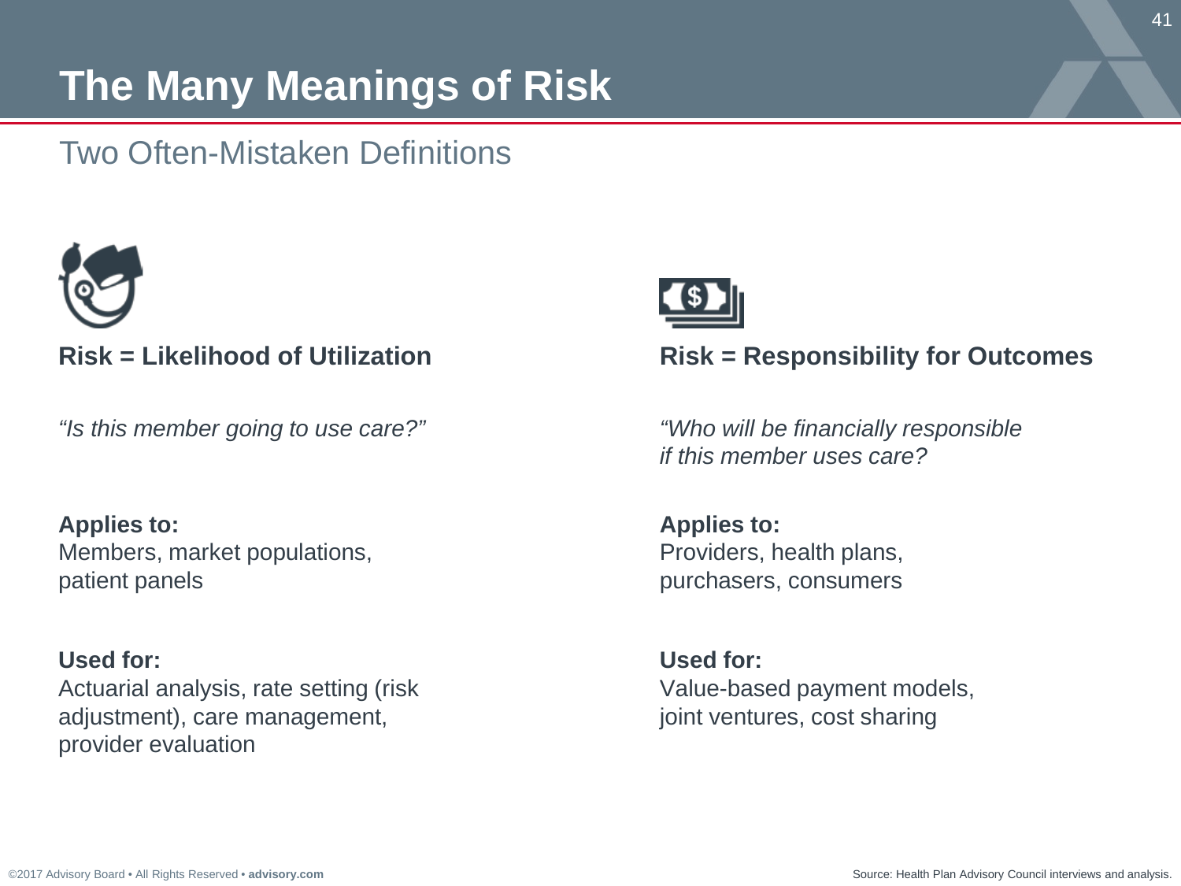# The Many Meanings of Risk

## Two Often-Mistaken Definitions

**Risk = Likelihood of Utilization**

*"Is this member going to use care?"*

**Applies to:**
Members, market populations, patient panels

**Used for:**
Actuarial analysis, rate setting (risk adjustment), care management, provider evaluation

**Risk = Responsibility for Outcomes**

*"Who will be financially responsible if this member uses care?*

**Applies to:**
Providers, health plans, purchasers, consumers

**Used for:**
Value-based payment models, joint ventures, cost sharing

Source: Health Plan Advisory Council interviews and analysis.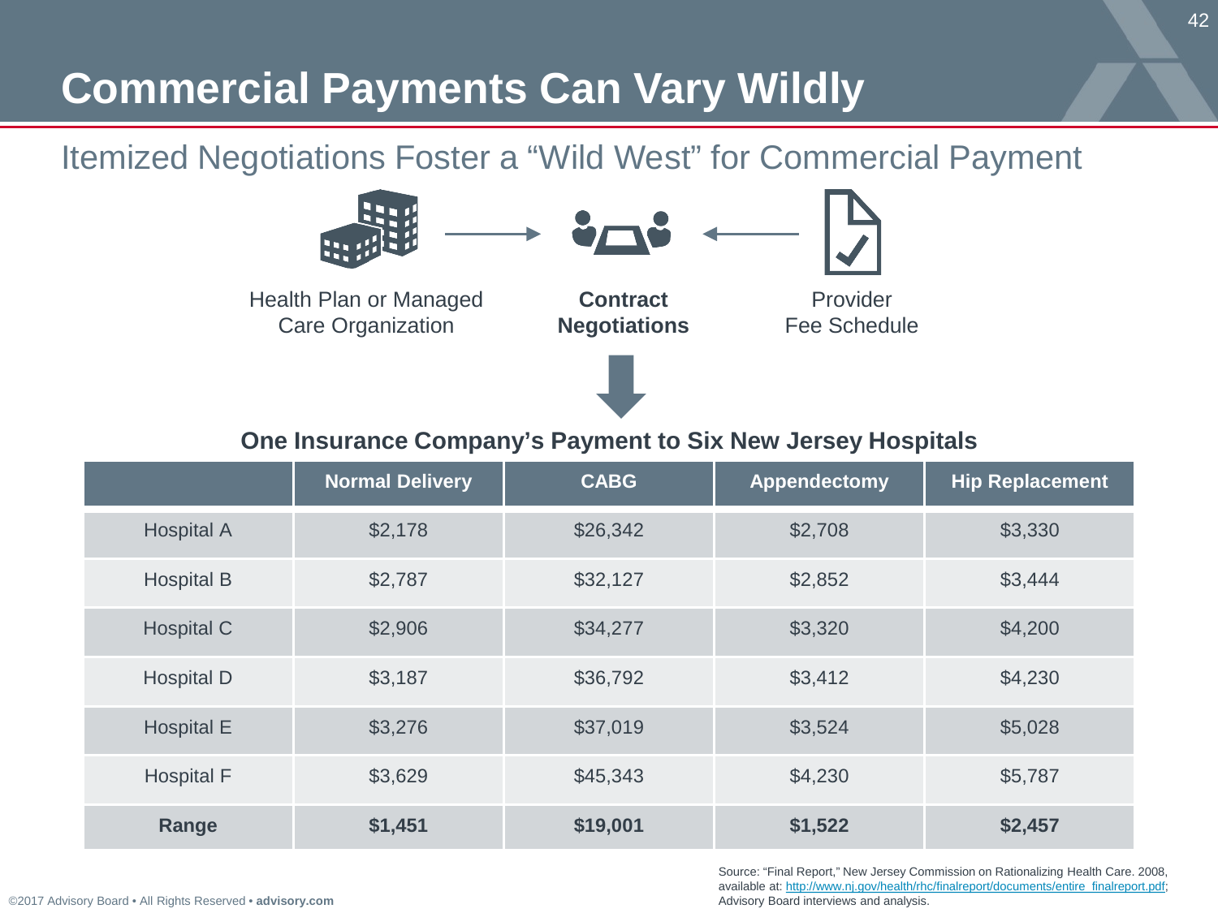# Commercial Payments Can Vary Wildly

## Itemized Negotiations Foster a "Wild West" for Commercial Payment

Health Plan or Managed Care Organization → **Contract Negotiations** ← Provider Fee Schedule

**One Insurance Company's Payment to Six New Jersey Hospitals**

| | Normal Delivery | CABG | Appendectomy | Hip Replacement |
|---|---|---|---|---|
| Hospital A | $2,178 | $26,342 | $2,708 | $3,330 |
| Hospital B | $2,787 | $32,127 | $2,852 | $3,444 |
| Hospital C | $2,906 | $34,277 | $3,320 | $4,200 |
| Hospital D | $3,187 | $36,792 | $3,412 | $4,230 |
| Hospital E | $3,276 | $37,019 | $3,524 | $5,028 |
| Hospital F | $3,629 | $45,343 | $4,230 | $5,787 |
| **Range** | **$1,451** | **$19,001** | **$1,522** | **$2,457** |

Source: "Final Report," New Jersey Commission on Rationalizing Health Care. 2008, available at: http://www.nj.gov/health/rhc/finalreport/documents/entire_finalreport.pdf; Advisory Board interviews and analysis.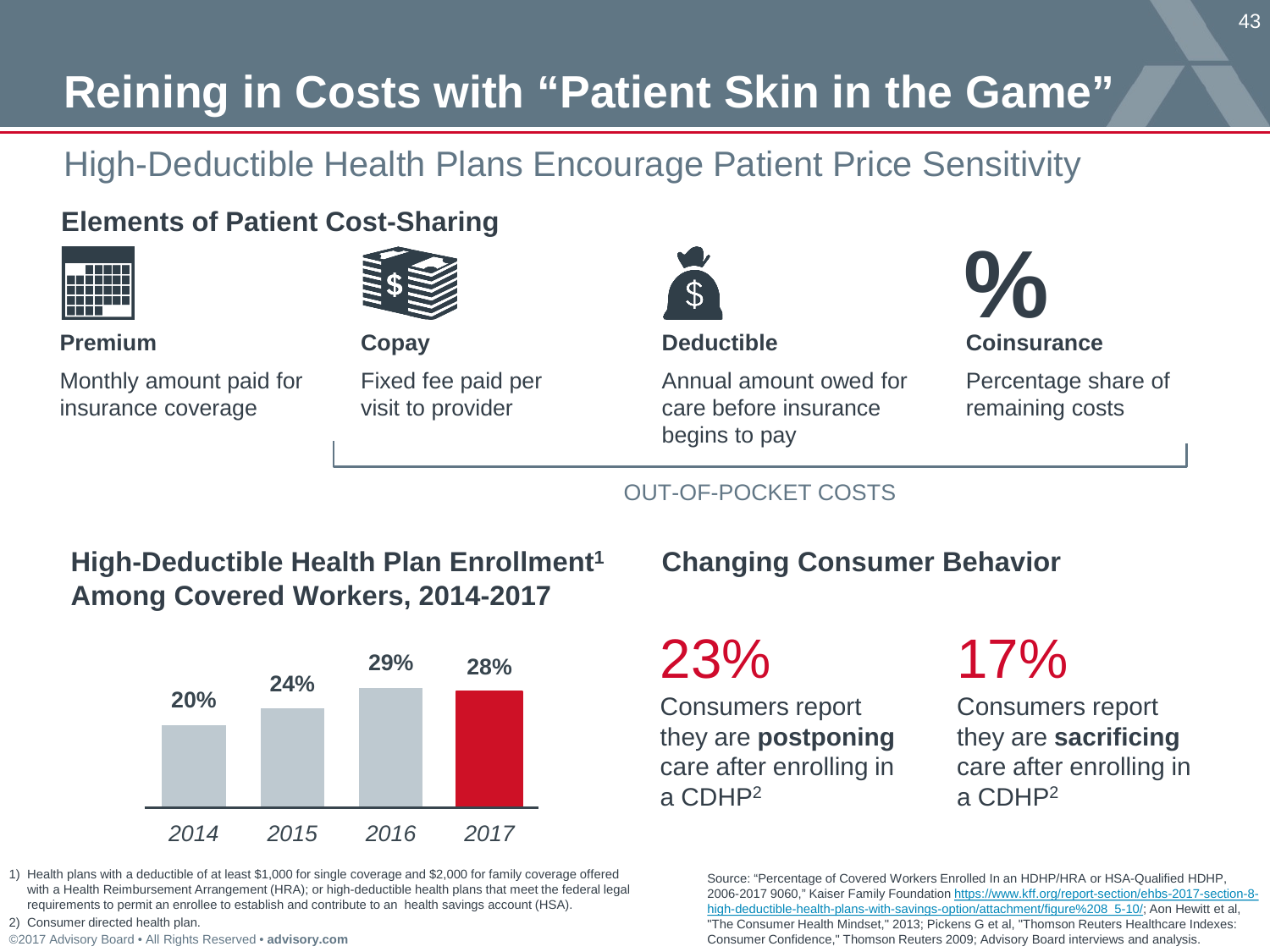# Reining in Costs with "Patient Skin in the Game"

## High-Deductible Health Plans Encourage Patient Price Sensitivity

### Elements of Patient Cost-Sharing

**Premium**

Monthly amount paid for insurance coverage

**Copay**

Fixed fee paid per visit to provider

**Deductible**

Annual amount owed for care before insurance begins to pay

**Coinsurance**

Percentage share of remaining costs

OUT-OF-POCKET COSTS

### High-Deductible Health Plan Enrollment[1] Among Covered Workers, 2014-2017

20%
24%
29%
28%

*2014*
*2015*
*2016*
*2017*

### Changing Consumer Behavior

23%

Consumers report they are **postponing** care after enrolling in a CDHP[2]

17%

Consumers report they are **sacrificing** care after enrolling in a CDHP[2]

1) Health plans with a deductible of at least $1,000 for single coverage and $2,000 for family coverage offered with a Health Reimbursement Arrangement (HRA); or high-deductible health plans that meet the federal legal requirements to permit an enrollee to establish and contribute to an health savings account (HSA).

2) Consumer directed health plan.

Source: "Percentage of Covered Workers Enrolled In an HDHP/HRA or HSA-Qualified HDHP, 2006-2017 9060," Kaiser Family Foundation https://www.kff.org/report-section/ehbs-2017-section-8-high-deductible-health-plans-with-savings-option/attachment/figure%208_5-10/; Aon Hewitt et al, "The Consumer Health Mindset," 2013; Pickens G et al, "Thomson Reuters Healthcare Indexes: Consumer Confidence," Thomson Reuters 2009; Advisory Board interviews and analysis.

©2017 Advisory Board • All Rights Reserved • **advisory.com**